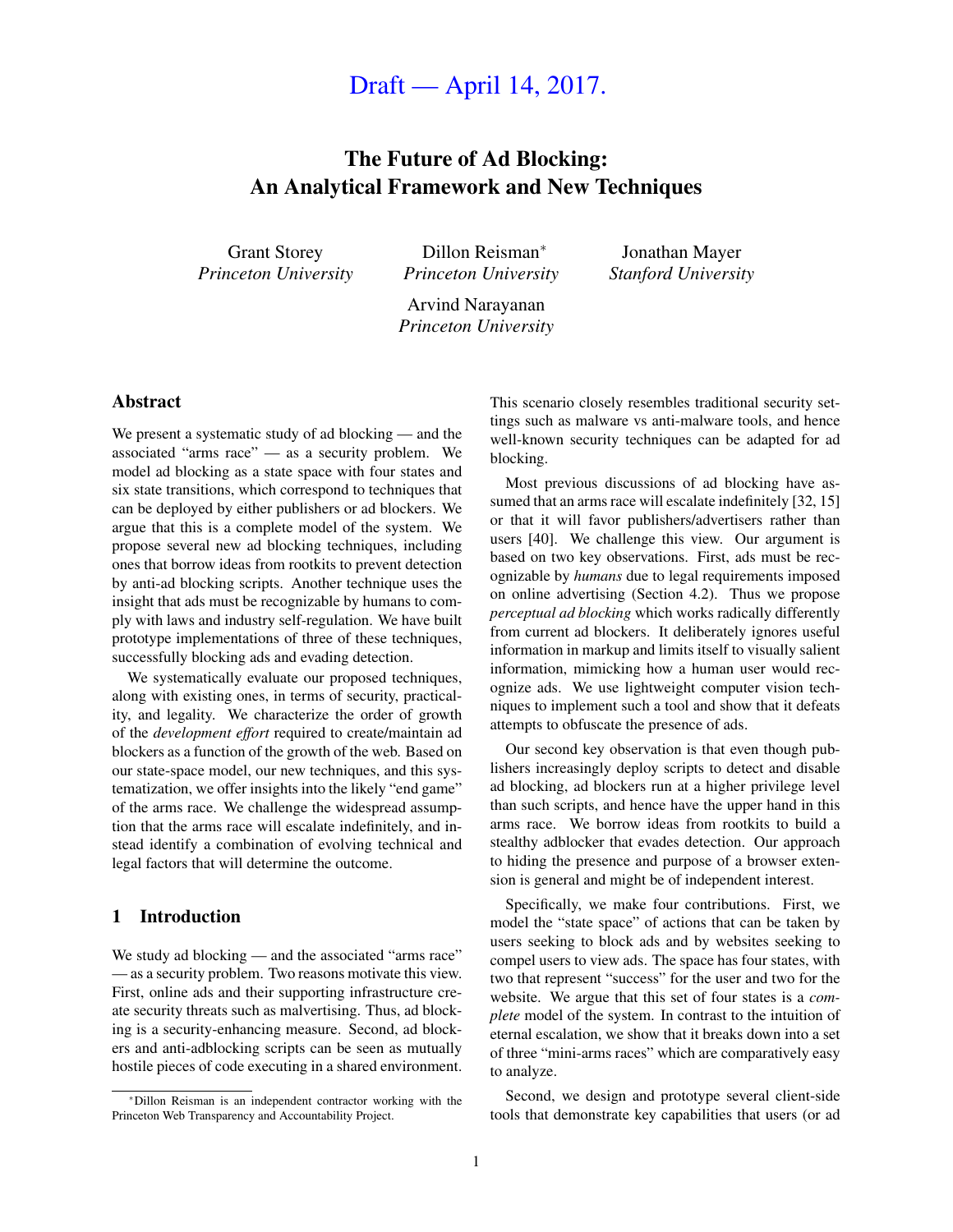Draft — April 14, 2017.

# The Future of Ad Blocking: An Analytical Framework and New Techniques

Grant Storey
*Princeton University*

Dillon Reisman[*]
*Princeton University*

Jonathan Mayer
*Stanford University*

Arvind Narayanan
*Princeton University*

## Abstract

We present a systematic study of ad blocking — and the associated "arms race" — as a security problem. We model ad blocking as a state space with four states and six state transitions, which correspond to techniques that can be deployed by either publishers or ad blockers. We argue that this is a complete model of the system. We propose several new ad blocking techniques, including ones that borrow ideas from rootkits to prevent detection by anti-ad blocking scripts. Another technique uses the insight that ads must be recognizable by humans to comply with laws and industry self-regulation. We have built prototype implementations of three of these techniques, successfully blocking ads and evading detection.

We systematically evaluate our proposed techniques, along with existing ones, in terms of security, practicality, and legality. We characterize the order of growth of the *development effort* required to create/maintain ad blockers as a function of the growth of the web. Based on our state-space model, our new techniques, and this systematization, we offer insights into the likely "end game" of the arms race. We challenge the widespread assumption that the arms race will escalate indefinitely, and instead identify a combination of evolving technical and legal factors that will determine the outcome.

## 1 Introduction

We study ad blocking — and the associated "arms race" — as a security problem. Two reasons motivate this view. First, online ads and their supporting infrastructure create security threats such as malvertising. Thus, ad blocking is a security-enhancing measure. Second, ad blockers and anti-adblocking scripts can be seen as mutually hostile pieces of code executing in a shared environment. This scenario closely resembles traditional security settings such as malware vs anti-malware tools, and hence well-known security techniques can be adapted for ad blocking.

Most previous discussions of ad blocking have assumed that an arms race will escalate indefinitely [32, 15] or that it will favor publishers/advertisers rather than users [40]. We challenge this view. Our argument is based on two key observations. First, ads must be recognizable by *humans* due to legal requirements imposed on online advertising (Section 4.2). Thus we propose *perceptual ad blocking* which works radically differently from current ad blockers. It deliberately ignores useful information in markup and limits itself to visually salient information, mimicking how a human user would recognize ads. We use lightweight computer vision techniques to implement such a tool and show that it defeats attempts to obfuscate the presence of ads.

Our second key observation is that even though publishers increasingly deploy scripts to detect and disable ad blocking, ad blockers run at a higher privilege level than such scripts, and hence have the upper hand in this arms race. We borrow ideas from rootkits to build a stealthy adblocker that evades detection. Our approach to hiding the presence and purpose of a browser extension is general and might be of independent interest.

Specifically, we make four contributions. First, we model the "state space" of actions that can be taken by users seeking to block ads and by websites seeking to compel users to view ads. The space has four states, with two that represent "success" for the user and two for the website. We argue that this set of four states is a *complete* model of the system. In contrast to the intuition of eternal escalation, we show that it breaks down into a set of three "mini-arms races" which are comparatively easy to analyze.

Second, we design and prototype several client-side tools that demonstrate key capabilities that users (or ad

[*]Dillon Reisman is an independent contractor working with the Princeton Web Transparency and Accountability Project.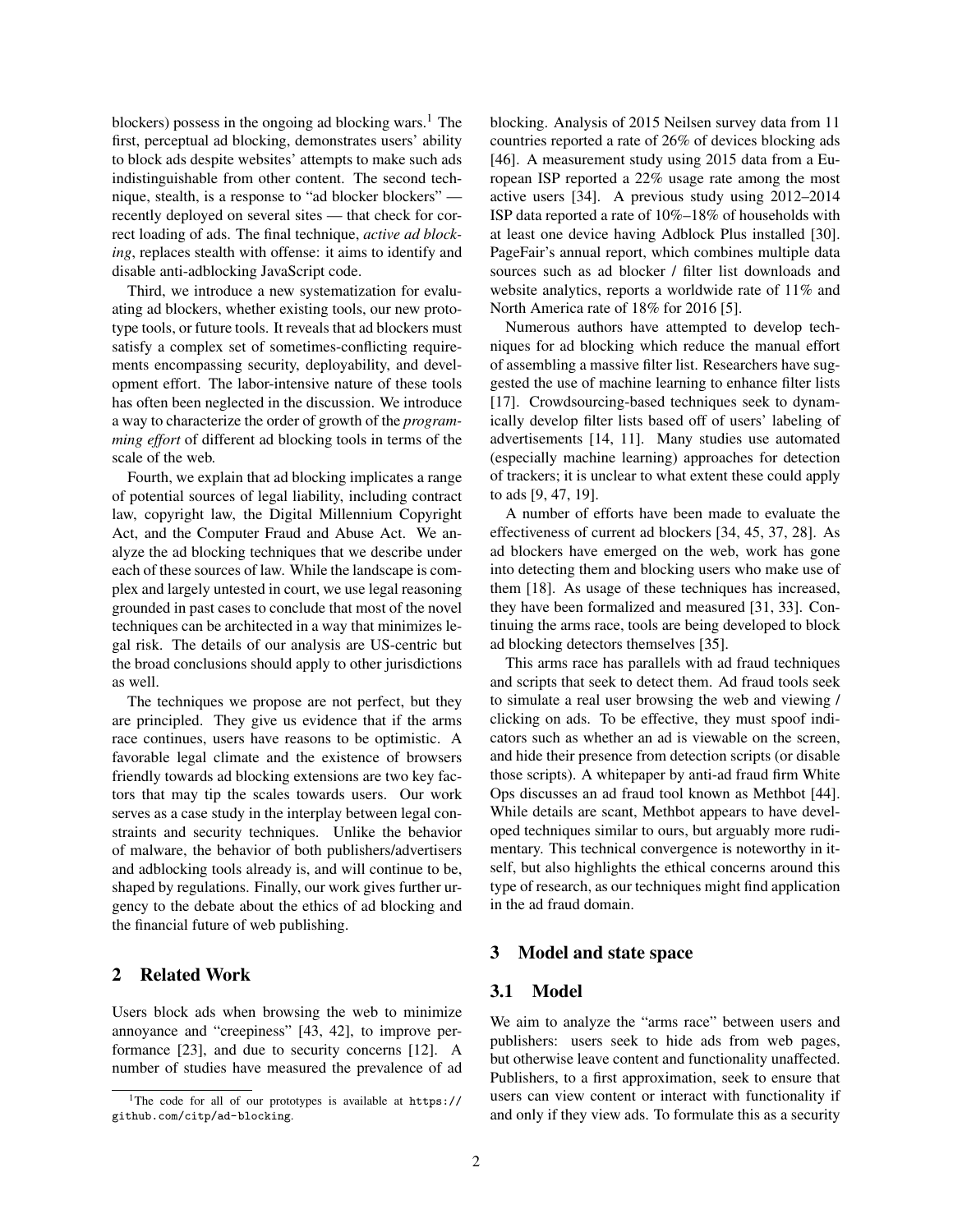blockers) possess in the ongoing ad blocking wars.[1] The first, perceptual ad blocking, demonstrates users' ability to block ads despite websites' attempts to make such ads indistinguishable from other content. The second technique, stealth, is a response to "ad blocker blockers" — recently deployed on several sites — that check for correct loading of ads. The final technique, *active ad blocking*, replaces stealth with offense: it aims to identify and disable anti-adblocking JavaScript code.

Third, we introduce a new systematization for evaluating ad blockers, whether existing tools, our new prototype tools, or future tools. It reveals that ad blockers must satisfy a complex set of sometimes-conflicting requirements encompassing security, deployability, and development effort. The labor-intensive nature of these tools has often been neglected in the discussion. We introduce a way to characterize the order of growth of the *programming effort* of different ad blocking tools in terms of the scale of the web.

Fourth, we explain that ad blocking implicates a range of potential sources of legal liability, including contract law, copyright law, the Digital Millennium Copyright Act, and the Computer Fraud and Abuse Act. We analyze the ad blocking techniques that we describe under each of these sources of law. While the landscape is complex and largely untested in court, we use legal reasoning grounded in past cases to conclude that most of the novel techniques can be architected in a way that minimizes legal risk. The details of our analysis are US-centric but the broad conclusions should apply to other jurisdictions as well.

The techniques we propose are not perfect, but they are principled. They give us evidence that if the arms race continues, users have reasons to be optimistic. A favorable legal climate and the existence of browsers friendly towards ad blocking extensions are two key factors that may tip the scales towards users. Our work serves as a case study in the interplay between legal constraints and security techniques. Unlike the behavior of malware, the behavior of both publishers/advertisers and adblocking tools already is, and will continue to be, shaped by regulations. Finally, our work gives further urgency to the debate about the ethics of ad blocking and the financial future of web publishing.

## 2 Related Work

Users block ads when browsing the web to minimize annoyance and "creepiness" [43, 42], to improve performance [23], and due to security concerns [12]. A number of studies have measured the prevalence of ad blocking. Analysis of 2015 Neilsen survey data from 11 countries reported a rate of 26% of devices blocking ads [46]. A measurement study using 2015 data from a European ISP reported a 22% usage rate among the most active users [34]. A previous study using 2012–2014 ISP data reported a rate of 10%–18% of households with at least one device having Adblock Plus installed [30]. PageFair's annual report, which combines multiple data sources such as ad blocker / filter list downloads and website analytics, reports a worldwide rate of 11% and North America rate of 18% for 2016 [5].

Numerous authors have attempted to develop techniques for ad blocking which reduce the manual effort of assembling a massive filter list. Researchers have suggested the use of machine learning to enhance filter lists [17]. Crowdsourcing-based techniques seek to dynamically develop filter lists based off of users' labeling of advertisements [14, 11]. Many studies use automated (especially machine learning) approaches for detection of trackers; it is unclear to what extent these could apply to ads [9, 47, 19].

A number of efforts have been made to evaluate the effectiveness of current ad blockers [34, 45, 37, 28]. As ad blockers have emerged on the web, work has gone into detecting them and blocking users who make use of them [18]. As usage of these techniques has increased, they have been formalized and measured [31, 33]. Continuing the arms race, tools are being developed to block ad blocking detectors themselves [35].

This arms race has parallels with ad fraud techniques and scripts that seek to detect them. Ad fraud tools seek to simulate a real user browsing the web and viewing / clicking on ads. To be effective, they must spoof indicators such as whether an ad is viewable on the screen, and hide their presence from detection scripts (or disable those scripts). A whitepaper by anti-ad fraud firm White Ops discusses an ad fraud tool known as Methbot [44]. While details are scant, Methbot appears to have developed techniques similar to ours, but arguably more rudimentary. This technical convergence is noteworthy in itself, but also highlights the ethical concerns around this type of research, as our techniques might find application in the ad fraud domain.

## 3 Model and state space

### 3.1 Model

We aim to analyze the "arms race" between users and publishers: users seek to hide ads from web pages, but otherwise leave content and functionality unaffected. Publishers, to a first approximation, seek to ensure that users can view content or interact with functionality if and only if they view ads. To formulate this as a security

[1] The code for all of our prototypes is available at https://github.com/citp/ad-blocking.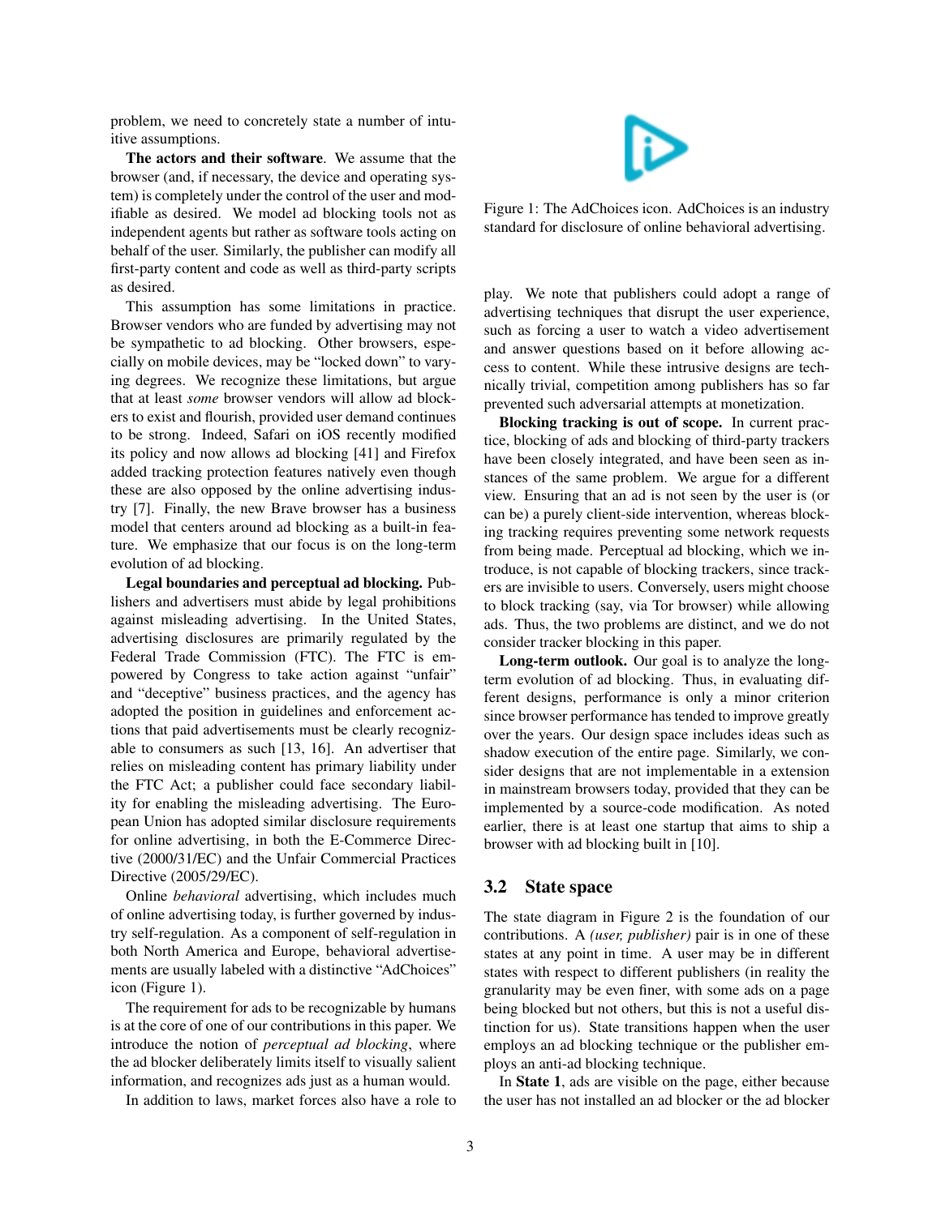problem, we need to concretely state a number of intuitive assumptions.

**The actors and their software**. We assume that the browser (and, if necessary, the device and operating system) is completely under the control of the user and modifiable as desired. We model ad blocking tools not as independent agents but rather as software tools acting on behalf of the user. Similarly, the publisher can modify all first-party content and code as well as third-party scripts as desired.

This assumption has some limitations in practice. Browser vendors who are funded by advertising may not be sympathetic to ad blocking. Other browsers, especially on mobile devices, may be "locked down" to varying degrees. We recognize these limitations, but argue that at least *some* browser vendors will allow ad blockers to exist and flourish, provided user demand continues to be strong. Indeed, Safari on iOS recently modified its policy and now allows ad blocking [41] and Firefox added tracking protection features natively even though these are also opposed by the online advertising industry [7]. Finally, the new Brave browser has a business model that centers around ad blocking as a built-in feature. We emphasize that our focus is on the long-term evolution of ad blocking.

**Legal boundaries and perceptual ad blocking.** Publishers and advertisers must abide by legal prohibitions against misleading advertising. In the United States, advertising disclosures are primarily regulated by the Federal Trade Commission (FTC). The FTC is empowered by Congress to take action against "unfair" and "deceptive" business practices, and the agency has adopted the position in guidelines and enforcement actions that paid advertisements must be clearly recognizable to consumers as such [13, 16]. An advertiser that relies on misleading content has primary liability under the FTC Act; a publisher could face secondary liability for enabling the misleading advertising. The European Union has adopted similar disclosure requirements for online advertising, in both the E-Commerce Directive (2000/31/EC) and the Unfair Commercial Practices Directive (2005/29/EC).

Online *behavioral* advertising, which includes much of online advertising today, is further governed by industry self-regulation. As a component of self-regulation in both North America and Europe, behavioral advertisements are usually labeled with a distinctive "AdChoices" icon (Figure 1).

The requirement for ads to be recognizable by humans is at the core of one of our contributions in this paper. We introduce the notion of *perceptual ad blocking*, where the ad blocker deliberately limits itself to visually salient information, and recognizes ads just as a human would.

In addition to laws, market forces also have a role to play. We note that publishers could adopt a range of advertising techniques that disrupt the user experience, such as forcing a user to watch a video advertisement and answer questions based on it before allowing access to content. While these intrusive designs are technically trivial, competition among publishers has so far prevented such adversarial attempts at monetization.

Figure 1: The AdChoices icon. AdChoices is an industry standard for disclosure of online behavioral advertising.

**Blocking tracking is out of scope.** In current practice, blocking of ads and blocking of third-party trackers have been closely integrated, and have been seen as instances of the same problem. We argue for a different view. Ensuring that an ad is not seen by the user is (or can be) a purely client-side intervention, whereas blocking tracking requires preventing some network requests from being made. Perceptual ad blocking, which we introduce, is not capable of blocking trackers, since trackers are invisible to users. Conversely, users might choose to block tracking (say, via Tor browser) while allowing ads. Thus, the two problems are distinct, and we do not consider tracker blocking in this paper.

**Long-term outlook.** Our goal is to analyze the long-term evolution of ad blocking. Thus, in evaluating different designs, performance is only a minor criterion since browser performance has tended to improve greatly over the years. Our design space includes ideas such as shadow execution of the entire page. Similarly, we consider designs that are not implementable in a extension in mainstream browsers today, provided that they can be implemented by a source-code modification. As noted earlier, there is at least one startup that aims to ship a browser with ad blocking built in [10].

## 3.2 State space

The state diagram in Figure 2 is the foundation of our contributions. A *(user, publisher)* pair is in one of these states at any point in time. A user may be in different states with respect to different publishers (in reality the granularity may be even finer, with some ads on a page being blocked but not others, but this is not a useful distinction for us). State transitions happen when the user employs an ad blocking technique or the publisher employs an anti-ad blocking technique.

In **State 1**, ads are visible on the page, either because the user has not installed an ad blocker or the ad blocker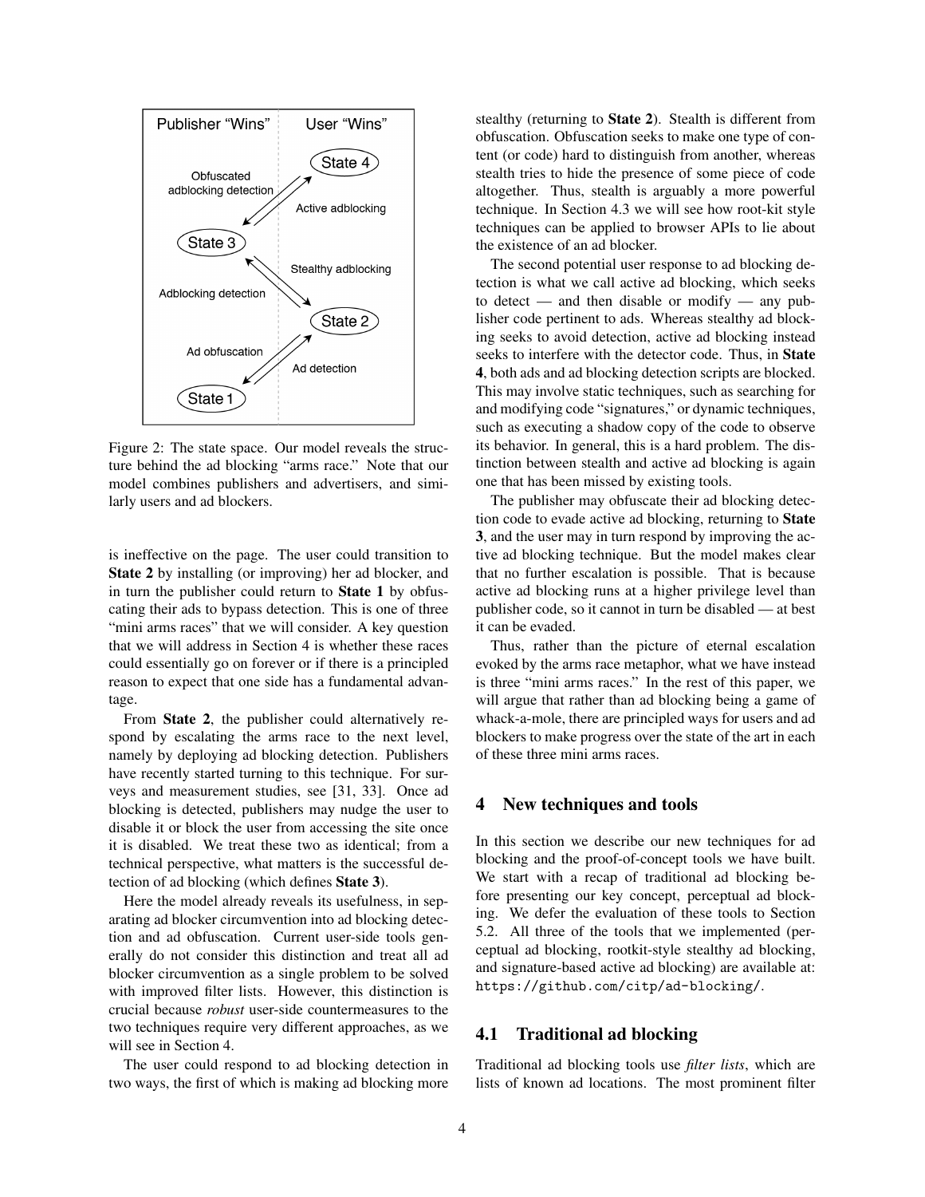Publisher “Wins”

User “Wins”

State 4

Obfuscated adblocking detection

Active adblocking

State 3

Stealthy adblocking

Adblocking detection

State 2

Ad obfuscation

Ad detection

State 1

Figure 2: The state space. Our model reveals the structure behind the ad blocking “arms race.” Note that our model combines publishers and advertisers, and similarly users and ad blockers.

is ineffective on the page. The user could transition to **State 2** by installing (or improving) her ad blocker, and in turn the publisher could return to **State 1** by obfuscating their ads to bypass detection. This is one of three “mini arms races” that we will consider. A key question that we will address in Section 4 is whether these races could essentially go on forever or if there is a principled reason to expect that one side has a fundamental advantage.

From **State 2**, the publisher could alternatively respond by escalating the arms race to the next level, namely by deploying ad blocking detection. Publishers have recently started turning to this technique. For surveys and measurement studies, see [31, 33]. Once ad blocking is detected, publishers may nudge the user to disable it or block the user from accessing the site once it is disabled. We treat these two as identical; from a technical perspective, what matters is the successful detection of ad blocking (which defines **State 3**).

Here the model already reveals its usefulness, in separating ad blocker circumvention into ad blocking detection and ad obfuscation. Current user-side tools generally do not consider this distinction and treat all ad blocker circumvention as a single problem to be solved with improved filter lists. However, this distinction is crucial because *robust* user-side countermeasures to the two techniques require very different approaches, as we will see in Section 4.

The user could respond to ad blocking detection in two ways, the first of which is making ad blocking more stealthy (returning to **State 2**). Stealth is different from obfuscation. Obfuscation seeks to make one type of content (or code) hard to distinguish from another, whereas stealth tries to hide the presence of some piece of code altogether. Thus, stealth is arguably a more powerful technique. In Section 4.3 we will see how root-kit style techniques can be applied to browser APIs to lie about the existence of an ad blocker.

The second potential user response to ad blocking detection is what we call active ad blocking, which seeks to detect — and then disable or modify — any publisher code pertinent to ads. Whereas stealthy ad blocking seeks to avoid detection, active ad blocking instead seeks to interfere with the detector code. Thus, in **State 4**, both ads and ad blocking detection scripts are blocked. This may involve static techniques, such as searching for and modifying code “signatures,” or dynamic techniques, such as executing a shadow copy of the code to observe its behavior. In general, this is a hard problem. The distinction between stealth and active ad blocking is again one that has been missed by existing tools.

The publisher may obfuscate their ad blocking detection code to evade active ad blocking, returning to **State 3**, and the user may in turn respond by improving the active ad blocking technique. But the model makes clear that no further escalation is possible. That is because active ad blocking runs at a higher privilege level than publisher code, so it cannot in turn be disabled — at best it can be evaded.

Thus, rather than the picture of eternal escalation evoked by the arms race metaphor, what we have instead is three “mini arms races.” In the rest of this paper, we will argue that rather than ad blocking being a game of whack-a-mole, there are principled ways for users and ad blockers to make progress over the state of the art in each of these three mini arms races.

## 4 New techniques and tools

In this section we describe our new techniques for ad blocking and the proof-of-concept tools we have built. We start with a recap of traditional ad blocking before presenting our key concept, perceptual ad blocking. We defer the evaluation of these tools to Section 5.2. All three of the tools that we implemented (perceptual ad blocking, rootkit-style stealthy ad blocking, and signature-based active ad blocking) are available at: `https://github.com/citp/ad-blocking/`.

### 4.1 Traditional ad blocking

Traditional ad blocking tools use *filter lists*, which are lists of known ad locations. The most prominent filter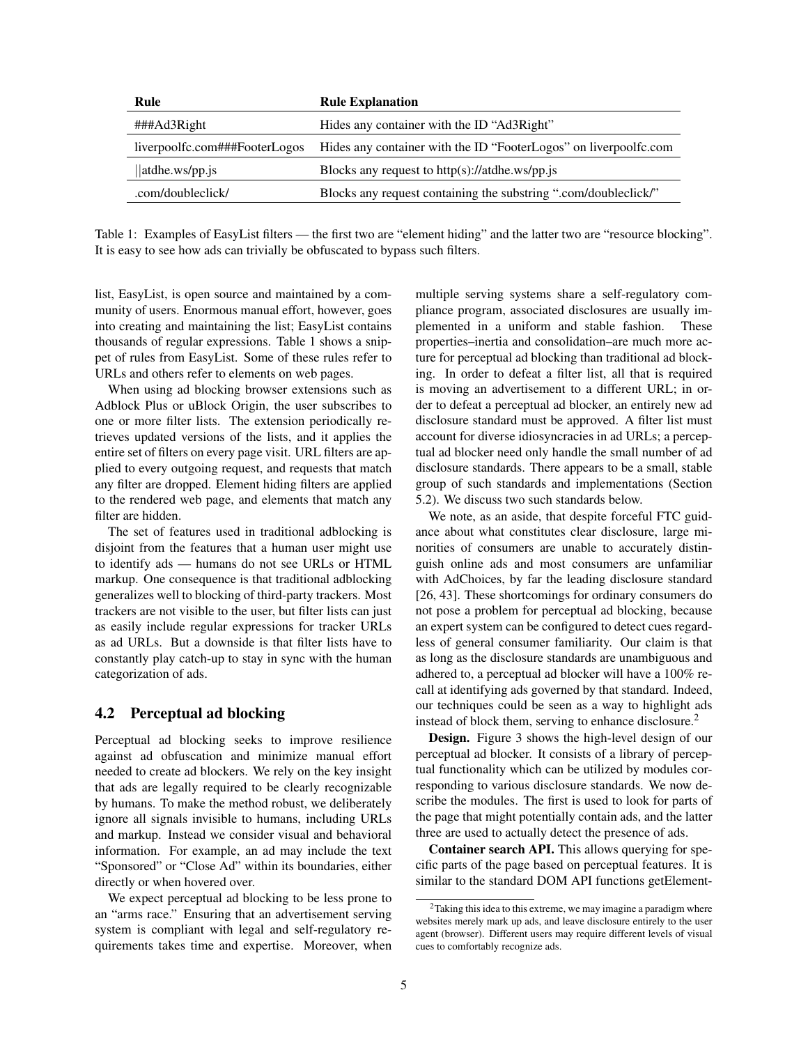| Rule | Rule Explanation |
|---|---|
| ###Ad3Right | Hides any container with the ID "Ad3Right" |
| liverpoolfc.com###FooterLogos | Hides any container with the ID "FooterLogos" on liverpoolfc.com |
| \|\|atdhe.ws/pp.js | Blocks any request to http(s)://atdhe.ws/pp.js |
| .com/doubleclick/ | Blocks any request containing the substring ".com/doubleclick/" |

Table 1: Examples of EasyList filters — the first two are "element hiding" and the latter two are "resource blocking". It is easy to see how ads can trivially be obfuscated to bypass such filters.

list, EasyList, is open source and maintained by a community of users. Enormous manual effort, however, goes into creating and maintaining the list; EasyList contains thousands of regular expressions. Table 1 shows a snippet of rules from EasyList. Some of these rules refer to URLs and others refer to elements on web pages.

When using ad blocking browser extensions such as Adblock Plus or uBlock Origin, the user subscribes to one or more filter lists. The extension periodically retrieves updated versions of the lists, and it applies the entire set of filters on every page visit. URL filters are applied to every outgoing request, and requests that match any filter are dropped. Element hiding filters are applied to the rendered web page, and elements that match any filter are hidden.

The set of features used in traditional adblocking is disjoint from the features that a human user might use to identify ads — humans do not see URLs or HTML markup. One consequence is that traditional adblocking generalizes well to blocking of third-party trackers. Most trackers are not visible to the user, but filter lists can just as easily include regular expressions for tracker URLs as ad URLs. But a downside is that filter lists have to constantly play catch-up to stay in sync with the human categorization of ads.

## 4.2 Perceptual ad blocking

Perceptual ad blocking seeks to improve resilience against ad obfuscation and minimize manual effort needed to create ad blockers. We rely on the key insight that ads are legally required to be clearly recognizable by humans. To make the method robust, we deliberately ignore all signals invisible to humans, including URLs and markup. Instead we consider visual and behavioral information. For example, an ad may include the text "Sponsored" or "Close Ad" within its boundaries, either directly or when hovered over.

We expect perceptual ad blocking to be less prone to an "arms race." Ensuring that an advertisement serving system is compliant with legal and self-regulatory requirements takes time and expertise. Moreover, when multiple serving systems share a self-regulatory compliance program, associated disclosures are usually implemented in a uniform and stable fashion. These properties–inertia and consolidation–are much more acute for perceptual ad blocking than traditional ad blocking. In order to defeat a filter list, all that is required is moving an advertisement to a different URL; in order to defeat a perceptual ad blocker, an entirely new ad disclosure standard must be approved. A filter list must account for diverse idiosyncracies in ad URLs; a perceptual ad blocker need only handle the small number of ad disclosure standards. There appears to be a small, stable group of such standards and implementations (Section 5.2). We discuss two such standards below.

We note, as an aside, that despite forceful FTC guidance about what constitutes clear disclosure, large minorities of consumers are unable to accurately distinguish online ads and most consumers are unfamiliar with AdChoices, by far the leading disclosure standard [26, 43]. These shortcomings for ordinary consumers do not pose a problem for perceptual ad blocking, because an expert system can be configured to detect cues regardless of general consumer familiarity. Our claim is that as long as the disclosure standards are unambiguous and adhered to, a perceptual ad blocker will have a 100% recall at identifying ads governed by that standard. Indeed, our techniques could be seen as a way to highlight ads instead of block them, serving to enhance disclosure.[2]

**Design.** Figure 3 shows the high-level design of our perceptual ad blocker. It consists of a library of perceptual functionality which can be utilized by modules corresponding to various disclosure standards. We now describe the modules. The first is used to look for parts of the page that might potentially contain ads, and the latter three are used to actually detect the presence of ads.

**Container search API.** This allows querying for specific parts of the page based on perceptual features. It is similar to the standard DOM API functions getElement-

[2] Taking this idea to this extreme, we may imagine a paradigm where websites merely mark up ads, and leave disclosure entirely to the user agent (browser). Different users may require different levels of visual cues to comfortably recognize ads.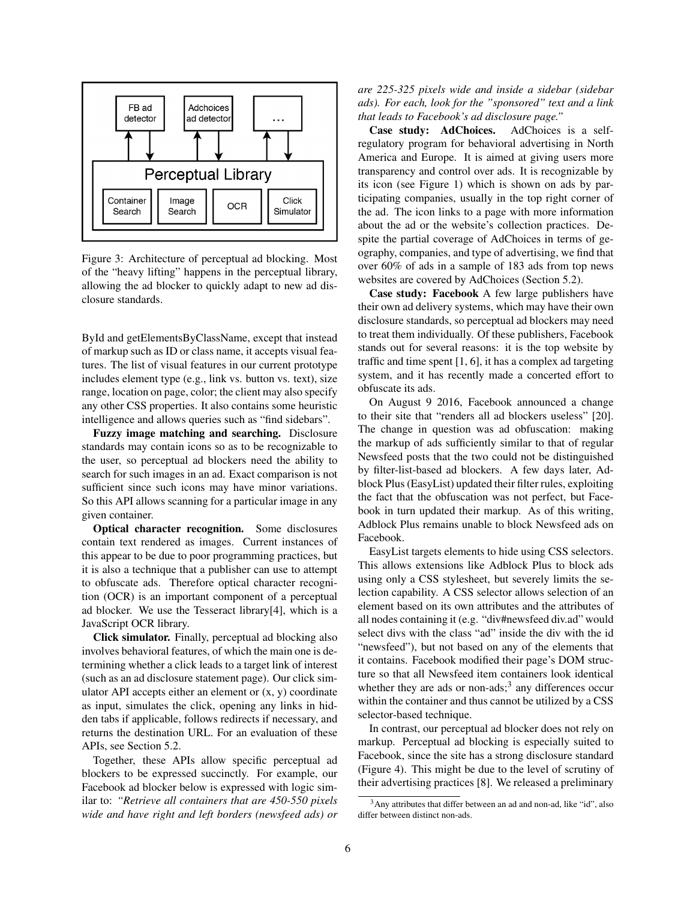FB ad detector

Adchoices ad detector

...

Perceptual Library

Container Search

Image Search

OCR

Click Simulator

Figure 3: Architecture of perceptual ad blocking. Most of the "heavy lifting" happens in the perceptual library, allowing the ad blocker to quickly adapt to new ad disclosure standards.

ById and getElementsByClassName, except that instead of markup such as ID or class name, it accepts visual features. The list of visual features in our current prototype includes element type (e.g., link vs. button vs. text), size range, location on page, color; the client may also specify any other CSS properties. It also contains some heuristic intelligence and allows queries such as "find sidebars".

**Fuzzy image matching and searching.** Disclosure standards may contain icons so as to be recognizable to the user, so perceptual ad blockers need the ability to search for such images in an ad. Exact comparison is not sufficient since such icons may have minor variations. So this API allows scanning for a particular image in any given container.

**Optical character recognition.** Some disclosures contain text rendered as images. Current instances of this appear to be due to poor programming practices, but it is also a technique that a publisher can use to attempt to obfuscate ads. Therefore optical character recognition (OCR) is an important component of a perceptual ad blocker. We use the Tesseract library[4], which is a JavaScript OCR library.

**Click simulator.** Finally, perceptual ad blocking also involves behavioral features, of which the main one is determining whether a click leads to a target link of interest (such as an ad disclosure statement page). Our click simulator API accepts either an element or (x, y) coordinate as input, simulates the click, opening any links in hidden tabs if applicable, follows redirects if necessary, and returns the destination URL. For an evaluation of these APIs, see Section 5.2.

Together, these APIs allow specific perceptual ad blockers to be expressed succinctly. For example, our Facebook ad blocker below is expressed with logic similar to: *"Retrieve all containers that are 450-550 pixels wide and have right and left borders (newsfeed ads) or are 225-325 pixels wide and inside a sidebar (sidebar ads). For each, look for the "sponsored" text and a link that leads to Facebook's ad disclosure page."*

**Case study: AdChoices.** AdChoices is a self-regulatory program for behavioral advertising in North America and Europe. It is aimed at giving users more transparency and control over ads. It is recognizable by its icon (see Figure 1) which is shown on ads by participating companies, usually in the top right corner of the ad. The icon links to a page with more information about the ad or the website's collection practices. Despite the partial coverage of AdChoices in terms of geography, companies, and type of advertising, we find that over 60% of ads in a sample of 183 ads from top news websites are covered by AdChoices (Section 5.2).

**Case study: Facebook** A few large publishers have their own ad delivery systems, which may have their own disclosure standards, so perceptual ad blockers may need to treat them individually. Of these publishers, Facebook stands out for several reasons: it is the top website by traffic and time spent [1, 6], it has a complex ad targeting system, and it has recently made a concerted effort to obfuscate its ads.

On August 9 2016, Facebook announced a change to their site that "renders all ad blockers useless" [20]. The change in question was ad obfuscation: making the markup of ads sufficiently similar to that of regular Newsfeed posts that the two could not be distinguished by filter-list-based ad blockers. A few days later, Adblock Plus (EasyList) updated their filter rules, exploiting the fact that the obfuscation was not perfect, but Facebook in turn updated their markup. As of this writing, Adblock Plus remains unable to block Newsfeed ads on Facebook.

EasyList targets elements to hide using CSS selectors. This allows extensions like Adblock Plus to block ads using only a CSS stylesheet, but severely limits the selection capability. A CSS selector allows selection of an element based on its own attributes and the attributes of all nodes containing it (e.g. "div#newsfeed div.ad" would select divs with the class "ad" inside the div with the id "newsfeed"), but not based on any of the elements that it contains. Facebook modified their page's DOM structure so that all Newsfeed item containers look identical whether they are ads or non-ads;[3] any differences occur within the container and thus cannot be utilized by a CSS selector-based technique.

In contrast, our perceptual ad blocker does not rely on markup. Perceptual ad blocking is especially suited to Facebook, since the site has a strong disclosure standard (Figure 4). This might be due to the level of scrutiny of their advertising practices [8]. We released a preliminary

[3] Any attributes that differ between an ad and non-ad, like "id", also differ between distinct non-ads.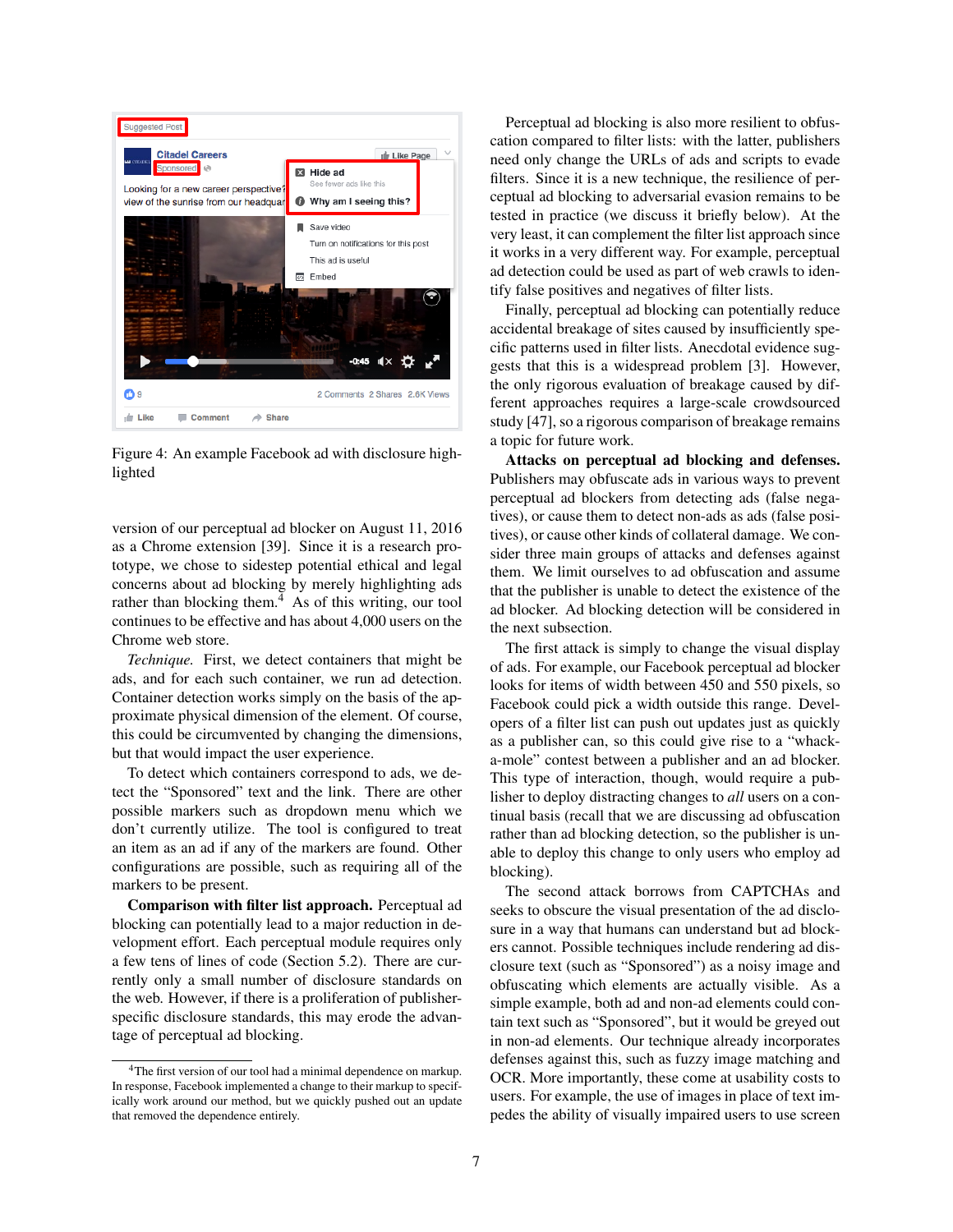Figure 4: An example Facebook ad with disclosure highlighted

version of our perceptual ad blocker on August 11, 2016 as a Chrome extension [39]. Since it is a research prototype, we chose to sidestep potential ethical and legal concerns about ad blocking by merely highlighting ads rather than blocking them.[4] As of this writing, our tool continues to be effective and has about 4,000 users on the Chrome web store.

*Technique.* First, we detect containers that might be ads, and for each such container, we run ad detection. Container detection works simply on the basis of the approximate physical dimension of the element. Of course, this could be circumvented by changing the dimensions, but that would impact the user experience.

To detect which containers correspond to ads, we detect the "Sponsored" text and the link. There are other possible markers such as dropdown menu which we don't currently utilize. The tool is configured to treat an item as an ad if any of the markers are found. Other configurations are possible, such as requiring all of the markers to be present.

**Comparison with filter list approach.** Perceptual ad blocking can potentially lead to a major reduction in development effort. Each perceptual module requires only a few tens of lines of code (Section 5.2). There are currently only a small number of disclosure standards on the web. However, if there is a proliferation of publisher-specific disclosure standards, this may erode the advantage of perceptual ad blocking.

[4] The first version of our tool had a minimal dependence on markup. In response, Facebook implemented a change to their markup to specifically work around our method, but we quickly pushed out an update that removed the dependence entirely.

Perceptual ad blocking is also more resilient to obfuscation compared to filter lists: with the latter, publishers need only change the URLs of ads and scripts to evade filters. Since it is a new technique, the resilience of perceptual ad blocking to adversarial evasion remains to be tested in practice (we discuss it briefly below). At the very least, it can complement the filter list approach since it works in a very different way. For example, perceptual ad detection could be used as part of web crawls to identify false positives and negatives of filter lists.

Finally, perceptual ad blocking can potentially reduce accidental breakage of sites caused by insufficiently specific patterns used in filter lists. Anecdotal evidence suggests that this is a widespread problem [3]. However, the only rigorous evaluation of breakage caused by different approaches requires a large-scale crowdsourced study [47], so a rigorous comparison of breakage remains a topic for future work.

**Attacks on perceptual ad blocking and defenses.** Publishers may obfuscate ads in various ways to prevent perceptual ad blockers from detecting ads (false negatives), or cause them to detect non-ads as ads (false positives), or cause other kinds of collateral damage. We consider three main groups of attacks and defenses against them. We limit ourselves to ad obfuscation and assume that the publisher is unable to detect the existence of the ad blocker. Ad blocking detection will be considered in the next subsection.

The first attack is simply to change the visual display of ads. For example, our Facebook perceptual ad blocker looks for items of width between 450 and 550 pixels, so Facebook could pick a width outside this range. Developers of a filter list can push out updates just as quickly as a publisher can, so this could give rise to a "whack-a-mole" contest between a publisher and an ad blocker. This type of interaction, though, would require a publisher to deploy distracting changes to *all* users on a continual basis (recall that we are discussing ad obfuscation rather than ad blocking detection, so the publisher is unable to deploy this change to only users who employ ad blocking).

The second attack borrows from CAPTCHAs and seeks to obscure the visual presentation of the ad disclosure in a way that humans can understand but ad blockers cannot. Possible techniques include rendering ad disclosure text (such as "Sponsored") as a noisy image and obfuscating which elements are actually visible. As a simple example, both ad and non-ad elements could contain text such as "Sponsored", but it would be greyed out in non-ad elements. Our technique already incorporates defenses against this, such as fuzzy image matching and OCR. More importantly, these come at usability costs to users. For example, the use of images in place of text impedes the ability of visually impaired users to use screen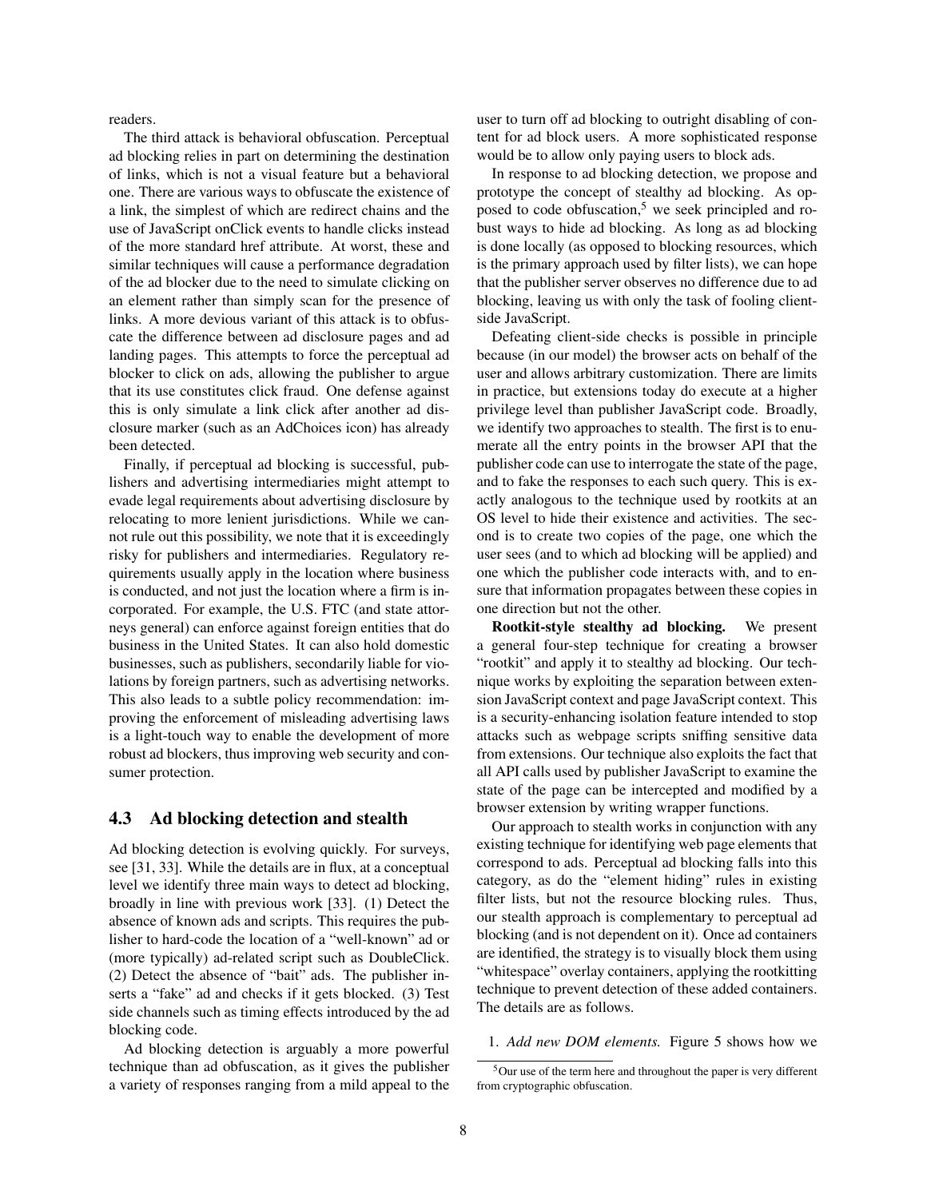readers.

The third attack is behavioral obfuscation. Perceptual ad blocking relies in part on determining the destination of links, which is not a visual feature but a behavioral one. There are various ways to obfuscate the existence of a link, the simplest of which are redirect chains and the use of JavaScript onClick events to handle clicks instead of the more standard href attribute. At worst, these and similar techniques will cause a performance degradation of the ad blocker due to the need to simulate clicking on an element rather than simply scan for the presence of links. A more devious variant of this attack is to obfuscate the difference between ad disclosure pages and ad landing pages. This attempts to force the perceptual ad blocker to click on ads, allowing the publisher to argue that its use constitutes click fraud. One defense against this is only simulate a link click after another ad disclosure marker (such as an AdChoices icon) has already been detected.

Finally, if perceptual ad blocking is successful, publishers and advertising intermediaries might attempt to evade legal requirements about advertising disclosure by relocating to more lenient jurisdictions. While we cannot rule out this possibility, we note that it is exceedingly risky for publishers and intermediaries. Regulatory requirements usually apply in the location where business is conducted, and not just the location where a firm is incorporated. For example, the U.S. FTC (and state attorneys general) can enforce against foreign entities that do business in the United States. It can also hold domestic businesses, such as publishers, secondarily liable for violations by foreign partners, such as advertising networks. This also leads to a subtle policy recommendation: improving the enforcement of misleading advertising laws is a light-touch way to enable the development of more robust ad blockers, thus improving web security and consumer protection.

## 4.3 Ad blocking detection and stealth

Ad blocking detection is evolving quickly. For surveys, see [31, 33]. While the details are in flux, at a conceptual level we identify three main ways to detect ad blocking, broadly in line with previous work [33]. (1) Detect the absence of known ads and scripts. This requires the publisher to hard-code the location of a "well-known" ad or (more typically) ad-related script such as DoubleClick. (2) Detect the absence of "bait" ads. The publisher inserts a "fake" ad and checks if it gets blocked. (3) Test side channels such as timing effects introduced by the ad blocking code.

Ad blocking detection is arguably a more powerful technique than ad obfuscation, as it gives the publisher a variety of responses ranging from a mild appeal to the user to turn off ad blocking to outright disabling of content for ad block users. A more sophisticated response would be to allow only paying users to block ads.

In response to ad blocking detection, we propose and prototype the concept of stealthy ad blocking. As opposed to code obfuscation,[5] we seek principled and robust ways to hide ad blocking. As long as ad blocking is done locally (as opposed to blocking resources, which is the primary approach used by filter lists), we can hope that the publisher server observes no difference due to ad blocking, leaving us with only the task of fooling client-side JavaScript.

Defeating client-side checks is possible in principle because (in our model) the browser acts on behalf of the user and allows arbitrary customization. There are limits in practice, but extensions today do execute at a higher privilege level than publisher JavaScript code. Broadly, we identify two approaches to stealth. The first is to enumerate all the entry points in the browser API that the publisher code can use to interrogate the state of the page, and to fake the responses to each such query. This is exactly analogous to the technique used by rootkits at an OS level to hide their existence and activities. The second is to create two copies of the page, one which the user sees (and to which ad blocking will be applied) and one which the publisher code interacts with, and to ensure that information propagates between these copies in one direction but not the other.

**Rootkit-style stealthy ad blocking.** We present a general four-step technique for creating a browser "rootkit" and apply it to stealthy ad blocking. Our technique works by exploiting the separation between extension JavaScript context and page JavaScript context. This is a security-enhancing isolation feature intended to stop attacks such as webpage scripts sniffing sensitive data from extensions. Our technique also exploits the fact that all API calls used by publisher JavaScript to examine the state of the page can be intercepted and modified by a browser extension by writing wrapper functions.

Our approach to stealth works in conjunction with any existing technique for identifying web page elements that correspond to ads. Perceptual ad blocking falls into this category, as do the "element hiding" rules in existing filter lists, but not the resource blocking rules. Thus, our stealth approach is complementary to perceptual ad blocking (and is not dependent on it). Once ad containers are identified, the strategy is to visually block them using "whitespace" overlay containers, applying the rootkitting technique to prevent detection of these added containers. The details are as follows.

1. *Add new DOM elements.* Figure 5 shows how we

[5] Our use of the term here and throughout the paper is very different from cryptographic obfuscation.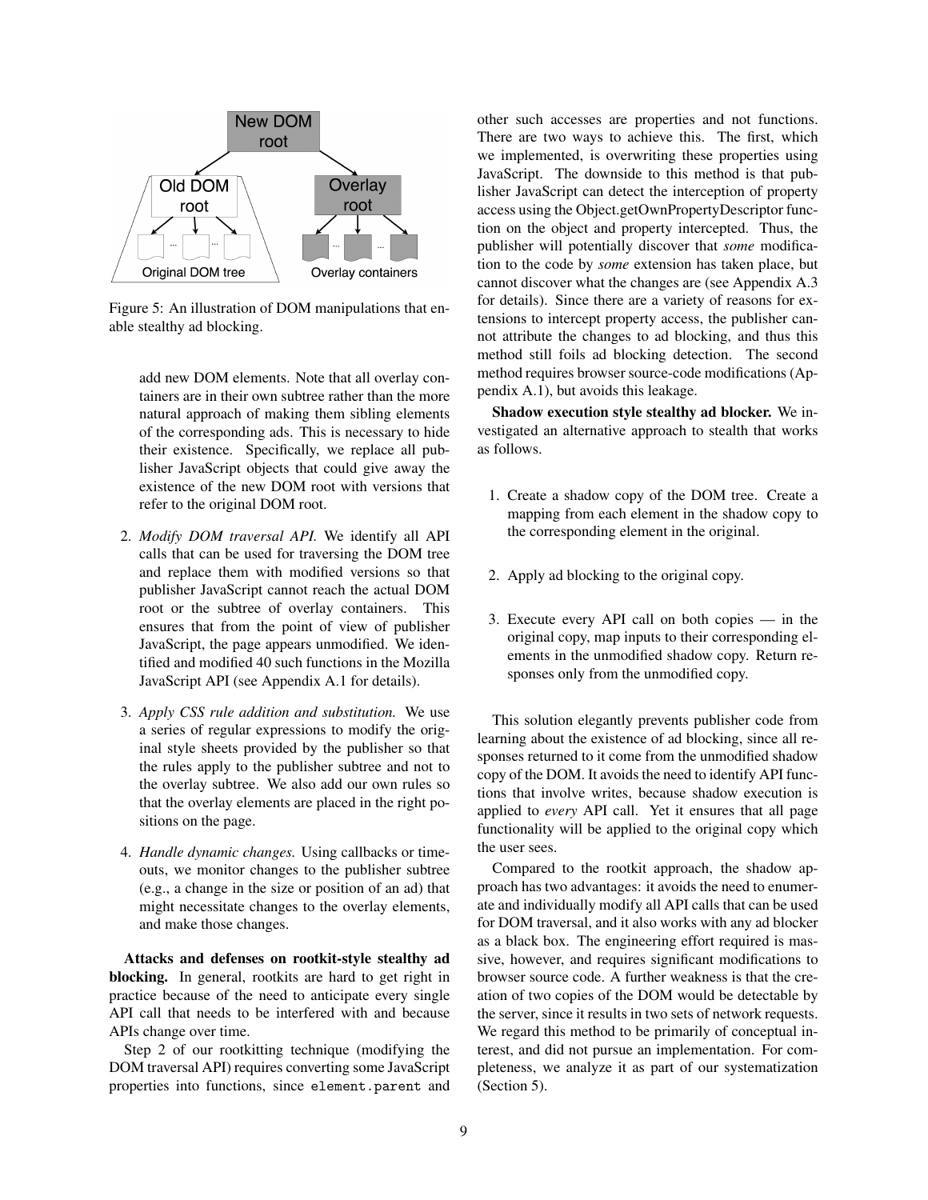New DOM root

Old DOM root

Overlay root

Original DOM tree

Overlay containers

Figure 5: An illustration of DOM manipulations that enable stealthy ad blocking.

add new DOM elements. Note that all overlay containers are in their own subtree rather than the more natural approach of making them sibling elements of the corresponding ads. This is necessary to hide their existence. Specifically, we replace all publisher JavaScript objects that could give away the existence of the new DOM root with versions that refer to the original DOM root.

2. *Modify DOM traversal API.* We identify all API calls that can be used for traversing the DOM tree and replace them with modified versions so that publisher JavaScript cannot reach the actual DOM root or the subtree of overlay containers. This ensures that from the point of view of publisher JavaScript, the page appears unmodified. We identified and modified 40 such functions in the Mozilla JavaScript API (see Appendix A.1 for details).

3. *Apply CSS rule addition and substitution.* We use a series of regular expressions to modify the original style sheets provided by the publisher so that the rules apply to the publisher subtree and not to the overlay subtree. We also add our own rules so that the overlay elements are placed in the right positions on the page.

4. *Handle dynamic changes.* Using callbacks or timeouts, we monitor changes to the publisher subtree (e.g., a change in the size or position of an ad) that might necessitate changes to the overlay elements, and make those changes.

**Attacks and defenses on rootkit-style stealthy ad blocking.** In general, rootkits are hard to get right in practice because of the need to anticipate every single API call that needs to be interfered with and because APIs change over time.

Step 2 of our rootkitting technique (modifying the DOM traversal API) requires converting some JavaScript properties into functions, since `element.parent` and other such accesses are properties and not functions. There are two ways to achieve this. The first, which we implemented, is overwriting these properties using JavaScript. The downside to this method is that publisher JavaScript can detect the interception of property access using the Object.getOwnPropertyDescriptor function on the object and property intercepted. Thus, the publisher will potentially discover that *some* modification to the code by *some* extension has taken place, but cannot discover what the changes are (see Appendix A.3 for details). Since there are a variety of reasons for extensions to intercept property access, the publisher cannot attribute the changes to ad blocking, and thus this method still foils ad blocking detection. The second method requires browser source-code modifications (Appendix A.1), but avoids this leakage.

**Shadow execution style stealthy ad blocker.** We investigated an alternative approach to stealth that works as follows.

1. Create a shadow copy of the DOM tree. Create a mapping from each element in the shadow copy to the corresponding element in the original.

2. Apply ad blocking to the original copy.

3. Execute every API call on both copies — in the original copy, map inputs to their corresponding elements in the unmodified shadow copy. Return responses only from the unmodified copy.

This solution elegantly prevents publisher code from learning about the existence of ad blocking, since all responses returned to it come from the unmodified shadow copy of the DOM. It avoids the need to identify API functions that involve writes, because shadow execution is applied to *every* API call. Yet it ensures that all page functionality will be applied to the original copy which the user sees.

Compared to the rootkit approach, the shadow approach has two advantages: it avoids the need to enumerate and individually modify all API calls that can be used for DOM traversal, and it also works with any ad blocker as a black box. The engineering effort required is massive, however, and requires significant modifications to browser source code. A further weakness is that the creation of two copies of the DOM would be detectable by the server, since it results in two sets of network requests. We regard this method to be primarily of conceptual interest, and did not pursue an implementation. For completeness, we analyze it as part of our systematization (Section 5).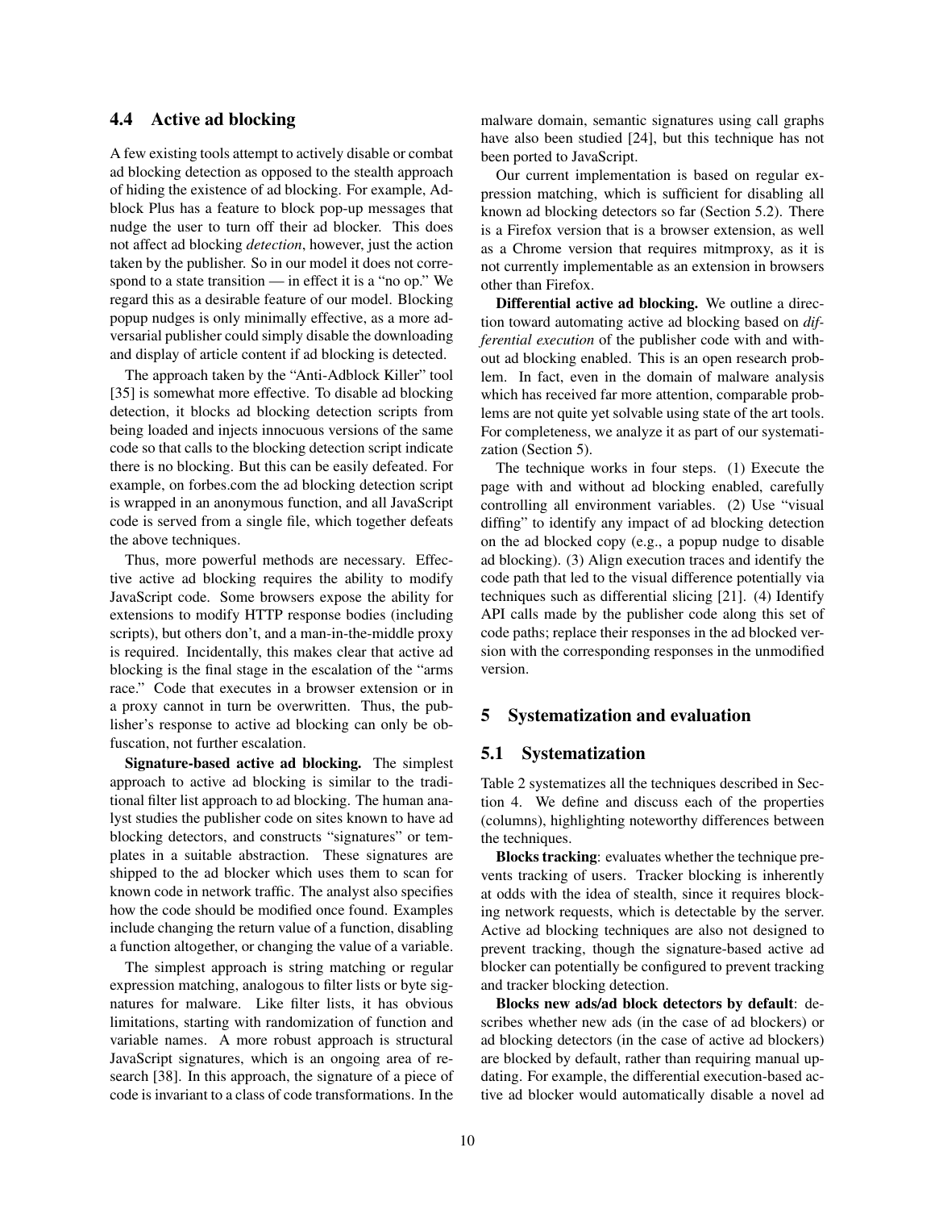## 4.4 Active ad blocking

A few existing tools attempt to actively disable or combat ad blocking detection as opposed to the stealth approach of hiding the existence of ad blocking. For example, Adblock Plus has a feature to block pop-up messages that nudge the user to turn off their ad blocker. This does not affect ad blocking *detection*, however, just the action taken by the publisher. So in our model it does not correspond to a state transition — in effect it is a "no op." We regard this as a desirable feature of our model. Blocking popup nudges is only minimally effective, as a more adversarial publisher could simply disable the downloading and display of article content if ad blocking is detected.

The approach taken by the "Anti-Adblock Killer" tool [35] is somewhat more effective. To disable ad blocking detection, it blocks ad blocking detection scripts from being loaded and injects innocuous versions of the same code so that calls to the blocking detection script indicate there is no blocking. But this can be easily defeated. For example, on forbes.com the ad blocking detection script is wrapped in an anonymous function, and all JavaScript code is served from a single file, which together defeats the above techniques.

Thus, more powerful methods are necessary. Effective active ad blocking requires the ability to modify JavaScript code. Some browsers expose the ability for extensions to modify HTTP response bodies (including scripts), but others don't, and a man-in-the-middle proxy is required. Incidentally, this makes clear that active ad blocking is the final stage in the escalation of the "arms race." Code that executes in a browser extension or in a proxy cannot in turn be overwritten. Thus, the publisher's response to active ad blocking can only be obfuscation, not further escalation.

**Signature-based active ad blocking.** The simplest approach to active ad blocking is similar to the traditional filter list approach to ad blocking. The human analyst studies the publisher code on sites known to have ad blocking detectors, and constructs "signatures" or templates in a suitable abstraction. These signatures are shipped to the ad blocker which uses them to scan for known code in network traffic. The analyst also specifies how the code should be modified once found. Examples include changing the return value of a function, disabling a function altogether, or changing the value of a variable.

The simplest approach is string matching or regular expression matching, analogous to filter lists or byte signatures for malware. Like filter lists, it has obvious limitations, starting with randomization of function and variable names. A more robust approach is structural JavaScript signatures, which is an ongoing area of research [38]. In this approach, the signature of a piece of code is invariant to a class of code transformations. In the malware domain, semantic signatures using call graphs have also been studied [24], but this technique has not been ported to JavaScript.

Our current implementation is based on regular expression matching, which is sufficient for disabling all known ad blocking detectors so far (Section 5.2). There is a Firefox version that is a browser extension, as well as a Chrome version that requires mitmproxy, as it is not currently implementable as an extension in browsers other than Firefox.

**Differential active ad blocking.** We outline a direction toward automating active ad blocking based on *differential execution* of the publisher code with and without ad blocking enabled. This is an open research problem. In fact, even in the domain of malware analysis which has received far more attention, comparable problems are not quite yet solvable using state of the art tools. For completeness, we analyze it as part of our systematization (Section 5).

The technique works in four steps. (1) Execute the page with and without ad blocking enabled, carefully controlling all environment variables. (2) Use "visual diffing" to identify any impact of ad blocking detection on the ad blocked copy (e.g., a popup nudge to disable ad blocking). (3) Align execution traces and identify the code path that led to the visual difference potentially via techniques such as differential slicing [21]. (4) Identify API calls made by the publisher code along this set of code paths; replace their responses in the ad blocked version with the corresponding responses in the unmodified version.

# 5 Systematization and evaluation

## 5.1 Systematization

Table 2 systematizes all the techniques described in Section 4. We define and discuss each of the properties (columns), highlighting noteworthy differences between the techniques.

**Blocks tracking**: evaluates whether the technique prevents tracking of users. Tracker blocking is inherently at odds with the idea of stealth, since it requires blocking network requests, which is detectable by the server. Active ad blocking techniques are also not designed to prevent tracking, though the signature-based active ad blocker can potentially be configured to prevent tracking and tracker blocking detection.

**Blocks new ads/ad block detectors by default**: describes whether new ads (in the case of ad blockers) or ad blocking detectors (in the case of active ad blockers) are blocked by default, rather than requiring manual updating. For example, the differential execution-based active ad blocker would automatically disable a novel ad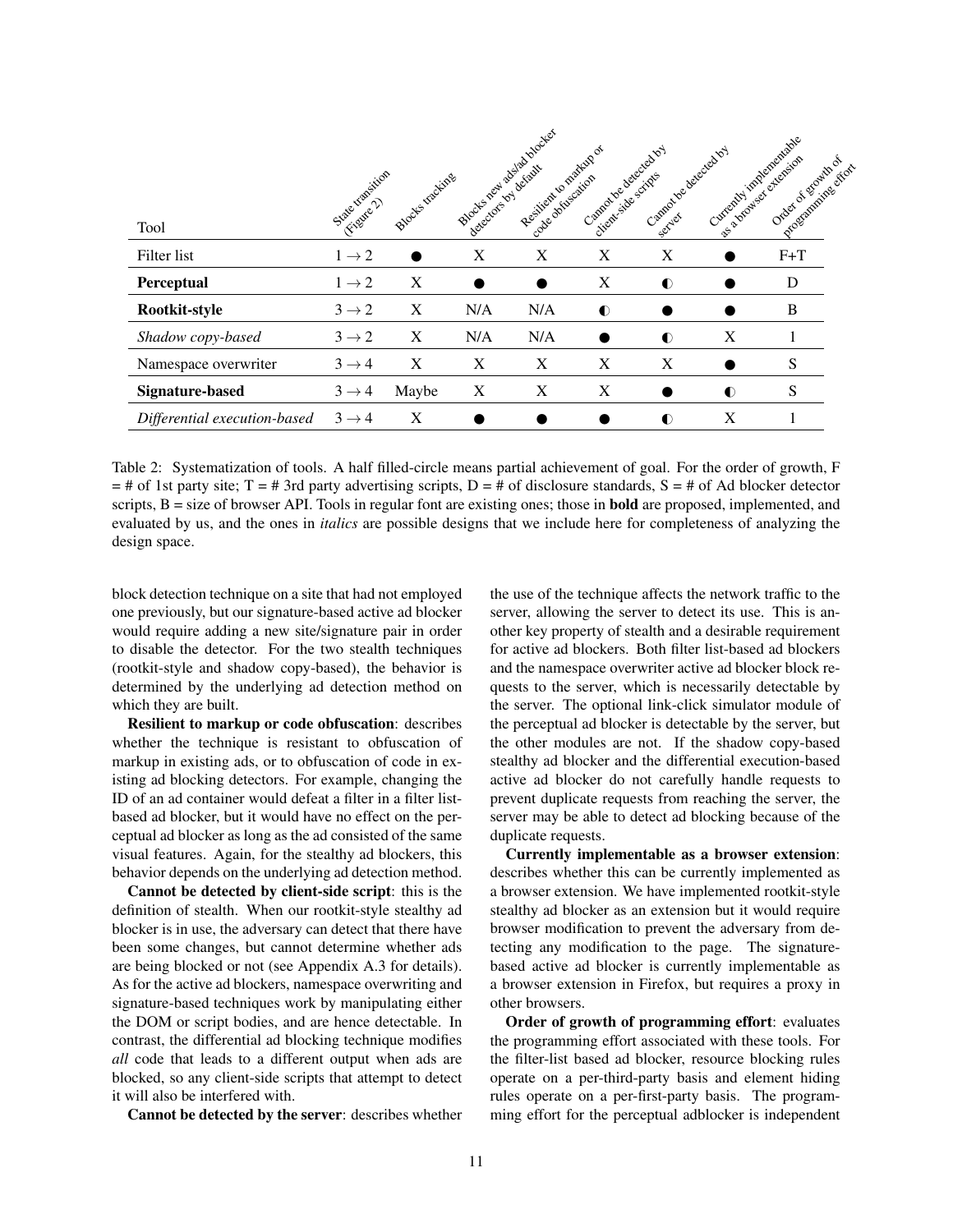| Tool | State transition (Figure 2) | Blocks tracking | Blocks new ads/ad blocker detectors by default | Resilient to markup or code obfuscation | Cannot be detected by client-side scripts | Cannot be detected by server | Currently implementable as a browser extension | Order of growth of programming effort |
|---|---|---|---|---|---|---|---|---|
| Filter list | $1 \rightarrow 2$ | ● | X | X | X | X | ● | F+T |
| **Perceptual** | $1 \rightarrow 2$ | X | ● | ● | X | ◐ | ● | D |
| **Rootkit-style** | $3 \rightarrow 2$ | X | N/A | N/A | ◐ | ● | ● | B |
| *Shadow copy-based* | $3 \rightarrow 2$ | X | N/A | N/A | ● | ◐ | X | 1 |
| Namespace overwriter | $3 \rightarrow 4$ | X | X | X | X | X | ● | S |
| **Signature-based** | $3 \rightarrow 4$ | Maybe | X | X | X | ● | ◐ | S |
| *Differential execution-based* | $3 \rightarrow 4$ | X | ● | ● | ● | ◐ | X | 1 |

Table 2: Systematization of tools. A half filled-circle means partial achievement of goal. For the order of growth, F = # of 1st party site; T = # 3rd party advertising scripts, D = # of disclosure standards, S = # of Ad blocker detector scripts, B = size of browser API. Tools in regular font are existing ones; those in **bold** are proposed, implemented, and evaluated by us, and the ones in *italics* are possible designs that we include here for completeness of analyzing the design space.

block detection technique on a site that had not employed one previously, but our signature-based active ad blocker would require adding a new site/signature pair in order to disable the detector. For the two stealth techniques (rootkit-style and shadow copy-based), the behavior is determined by the underlying ad detection method on which they are built.

**Resilient to markup or code obfuscation**: describes whether the technique is resistant to obfuscation of markup in existing ads, or to obfuscation of code in existing ad blocking detectors. For example, changing the ID of an ad container would defeat a filter in a filter list-based ad blocker, but it would have no effect on the perceptual ad blocker as long as the ad consisted of the same visual features. Again, for the stealthy ad blockers, this behavior depends on the underlying ad detection method.

**Cannot be detected by client-side script**: this is the definition of stealth. When our rootkit-style stealthy ad blocker is in use, the adversary can detect that there have been some changes, but cannot determine whether ads are being blocked or not (see Appendix A.3 for details). As for the active ad blockers, namespace overwriting and signature-based techniques work by manipulating either the DOM or script bodies, and are hence detectable. In contrast, the differential ad blocking technique modifies *all* code that leads to a different output when ads are blocked, so any client-side scripts that attempt to detect it will also be interfered with.

**Cannot be detected by the server**: describes whether the use of the technique affects the network traffic to the server, allowing the server to detect its use. This is another key property of stealth and a desirable requirement for active ad blockers. Both filter list-based ad blockers and the namespace overwriter active ad blocker block requests to the server, which is necessarily detectable by the server. The optional link-click simulator module of the perceptual ad blocker is detectable by the server, but the other modules are not. If the shadow copy-based stealthy ad blocker and the differential execution-based active ad blocker do not carefully handle requests to prevent duplicate requests from reaching the server, the server may be able to detect ad blocking because of the duplicate requests.

**Currently implementable as a browser extension**: describes whether this can be currently implemented as a browser extension. We have implemented rootkit-style stealthy ad blocker as an extension but it would require browser modification to prevent the adversary from detecting any modification to the page. The signature-based active ad blocker is currently implementable as a browser extension in Firefox, but requires a proxy in other browsers.

**Order of growth of programming effort**: evaluates the programming effort associated with these tools. For the filter-list based ad blocker, resource blocking rules operate on a per-third-party basis and element hiding rules operate on a per-first-party basis. The programming effort for the perceptual adblocker is independent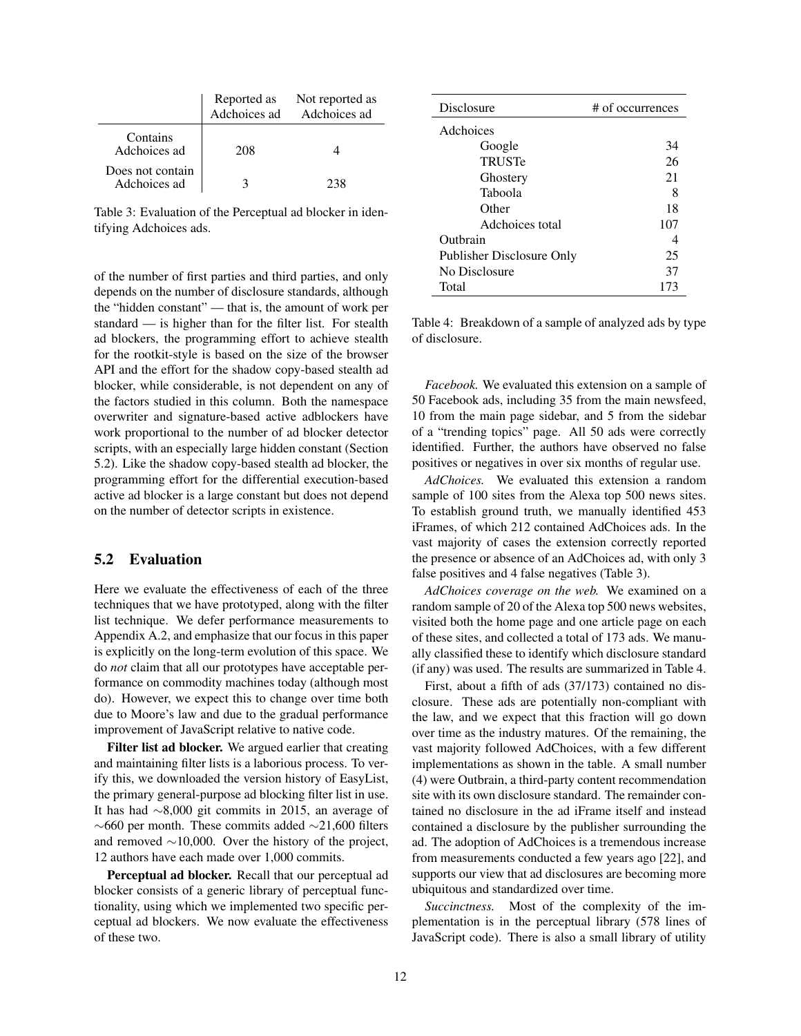| | Reported as Adchoices ad | Not reported as Adchoices ad |
|---|---|---|
| Contains Adchoices ad | 208 | 4 |
| Does not contain Adchoices ad | 3 | 238 |

Table 3: Evaluation of the Perceptual ad blocker in identifying Adchoices ads.

of the number of first parties and third parties, and only depends on the number of disclosure standards, although the "hidden constant" — that is, the amount of work per standard — is higher than for the filter list. For stealth ad blockers, the programming effort to achieve stealth for the rootkit-style is based on the size of the browser API and the effort for the shadow copy-based stealth ad blocker, while considerable, is not dependent on any of the factors studied in this column. Both the namespace overwriter and signature-based active adblockers have work proportional to the number of ad blocker detector scripts, with an especially large hidden constant (Section 5.2). Like the shadow copy-based stealth ad blocker, the programming effort for the differential execution-based active ad blocker is a large constant but does not depend on the number of detector scripts in existence.

## 5.2 Evaluation

Here we evaluate the effectiveness of each of the three techniques that we have prototyped, along with the filter list technique. We defer performance measurements to Appendix A.2, and emphasize that our focus in this paper is explicitly on the long-term evolution of this space. We do *not* claim that all our prototypes have acceptable performance on commodity machines today (although most do). However, we expect this to change over time both due to Moore's law and due to the gradual performance improvement of JavaScript relative to native code.

**Filter list ad blocker.** We argued earlier that creating and maintaining filter lists is a laborious process. To verify this, we downloaded the version history of EasyList, the primary general-purpose ad blocking filter list in use. It has had ~8,000 git commits in 2015, an average of ~660 per month. These commits added ~21,600 filters and removed ~10,000. Over the history of the project, 12 authors have each made over 1,000 commits.

**Perceptual ad blocker.** Recall that our perceptual ad blocker consists of a generic library of perceptual functionality, using which we implemented two specific perceptual ad blockers. We now evaluate the effectiveness of these two.

| Disclosure | # of occurrences |
|---|---|
| Adchoices | |
| Google | 34 |
| TRUSTe | 26 |
| Ghostery | 21 |
| Taboola | 8 |
| Other | 18 |
| Adchoices total | 107 |
| Outbrain | 4 |
| Publisher Disclosure Only | 25 |
| No Disclosure | 37 |
| Total | 173 |

Table 4: Breakdown of a sample of analyzed ads by type of disclosure.

*Facebook.* We evaluated this extension on a sample of 50 Facebook ads, including 35 from the main newsfeed, 10 from the main page sidebar, and 5 from the sidebar of a "trending topics" page. All 50 ads were correctly identified. Further, the authors have observed no false positives or negatives in over six months of regular use.

*AdChoices.* We evaluated this extension a random sample of 100 sites from the Alexa top 500 news sites. To establish ground truth, we manually identified 453 iFrames, of which 212 contained AdChoices ads. In the vast majority of cases the extension correctly reported the presence or absence of an AdChoices ad, with only 3 false positives and 4 false negatives (Table 3).

*AdChoices coverage on the web.* We examined on a random sample of 20 of the Alexa top 500 news websites, visited both the home page and one article page on each of these sites, and collected a total of 173 ads. We manually classified these to identify which disclosure standard (if any) was used. The results are summarized in Table 4.

First, about a fifth of ads (37/173) contained no disclosure. These ads are potentially non-compliant with the law, and we expect that this fraction will go down over time as the industry matures. Of the remaining, the vast majority followed AdChoices, with a few different implementations as shown in the table. A small number (4) were Outbrain, a third-party content recommendation site with its own disclosure standard. The remainder contained no disclosure in the ad iFrame itself and instead contained a disclosure by the publisher surrounding the ad. The adoption of AdChoices is a tremendous increase from measurements conducted a few years ago [22], and supports our view that ad disclosures are becoming more ubiquitous and standardized over time.

*Succinctness.* Most of the complexity of the implementation is in the perceptual library (578 lines of JavaScript code). There is also a small library of utility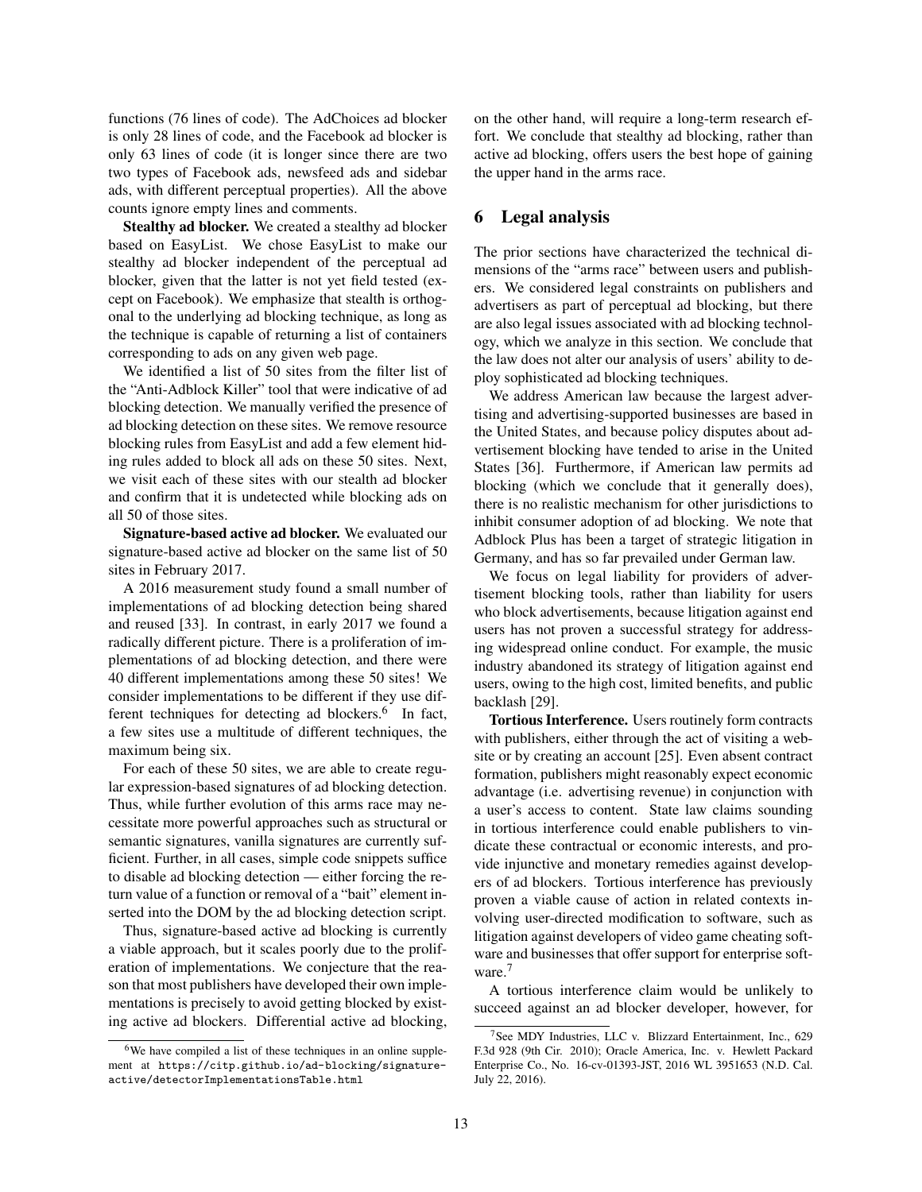functions (76 lines of code). The AdChoices ad blocker is only 28 lines of code, and the Facebook ad blocker is only 63 lines of code (it is longer since there are two two types of Facebook ads, newsfeed ads and sidebar ads, with different perceptual properties). All the above counts ignore empty lines and comments.

**Stealthy ad blocker.** We created a stealthy ad blocker based on EasyList. We chose EasyList to make our stealthy ad blocker independent of the perceptual ad blocker, given that the latter is not yet field tested (except on Facebook). We emphasize that stealth is orthogonal to the underlying ad blocking technique, as long as the technique is capable of returning a list of containers corresponding to ads on any given web page.

We identified a list of 50 sites from the filter list of the "Anti-Adblock Killer" tool that were indicative of ad blocking detection. We manually verified the presence of ad blocking detection on these sites. We remove resource blocking rules from EasyList and add a few element hiding rules added to block all ads on these 50 sites. Next, we visit each of these sites with our stealth ad blocker and confirm that it is undetected while blocking ads on all 50 of those sites.

**Signature-based active ad blocker.** We evaluated our signature-based active ad blocker on the same list of 50 sites in February 2017.

A 2016 measurement study found a small number of implementations of ad blocking detection being shared and reused [33]. In contrast, in early 2017 we found a radically different picture. There is a proliferation of implementations of ad blocking detection, and there were 40 different implementations among these 50 sites! We consider implementations to be different if they use different techniques for detecting ad blockers.[6] In fact, a few sites use a multitude of different techniques, the maximum being six.

For each of these 50 sites, we are able to create regular expression-based signatures of ad blocking detection. Thus, while further evolution of this arms race may necessitate more powerful approaches such as structural or semantic signatures, vanilla signatures are currently sufficient. Further, in all cases, simple code snippets suffice to disable ad blocking detection — either forcing the return value of a function or removal of a "bait" element inserted into the DOM by the ad blocking detection script.

Thus, signature-based active ad blocking is currently a viable approach, but it scales poorly due to the proliferation of implementations. We conjecture that the reason that most publishers have developed their own implementations is precisely to avoid getting blocked by existing active ad blockers. Differential active ad blocking, on the other hand, will require a long-term research effort. We conclude that stealthy ad blocking, rather than active ad blocking, offers users the best hope of gaining the upper hand in the arms race.

## 6 Legal analysis

The prior sections have characterized the technical dimensions of the "arms race" between users and publishers. We considered legal constraints on publishers and advertisers as part of perceptual ad blocking, but there are also legal issues associated with ad blocking technology, which we analyze in this section. We conclude that the law does not alter our analysis of users' ability to deploy sophisticated ad blocking techniques.

We address American law because the largest advertising and advertising-supported businesses are based in the United States, and because policy disputes about advertisement blocking have tended to arise in the United States [36]. Furthermore, if American law permits ad blocking (which we conclude that it generally does), there is no realistic mechanism for other jurisdictions to inhibit consumer adoption of ad blocking. We note that Adblock Plus has been a target of strategic litigation in Germany, and has so far prevailed under German law.

We focus on legal liability for providers of advertisement blocking tools, rather than liability for users who block advertisements, because litigation against end users has not proven a successful strategy for addressing widespread online conduct. For example, the music industry abandoned its strategy of litigation against end users, owing to the high cost, limited benefits, and public backlash [29].

**Tortious Interference.** Users routinely form contracts with publishers, either through the act of visiting a website or by creating an account [25]. Even absent contract formation, publishers might reasonably expect economic advantage (i.e. advertising revenue) in conjunction with a user's access to content. State law claims sounding in tortious interference could enable publishers to vindicate these contractual or economic interests, and provide injunctive and monetary remedies against developers of ad blockers. Tortious interference has previously proven a viable cause of action in related contexts involving user-directed modification to software, such as litigation against developers of video game cheating software and businesses that offer support for enterprise software.[7]

A tortious interference claim would be unlikely to succeed against an ad blocker developer, however, for

[6] We have compiled a list of these techniques in an online supplement at https://citp.github.io/ad-blocking/signature-active/detectorImplementationsTable.html

[7] See MDY Industries, LLC v. Blizzard Entertainment, Inc., 629 F.3d 928 (9th Cir. 2010); Oracle America, Inc. v. Hewlett Packard Enterprise Co., No. 16-cv-01393-JST, 2016 WL 3951653 (N.D. Cal. July 22, 2016).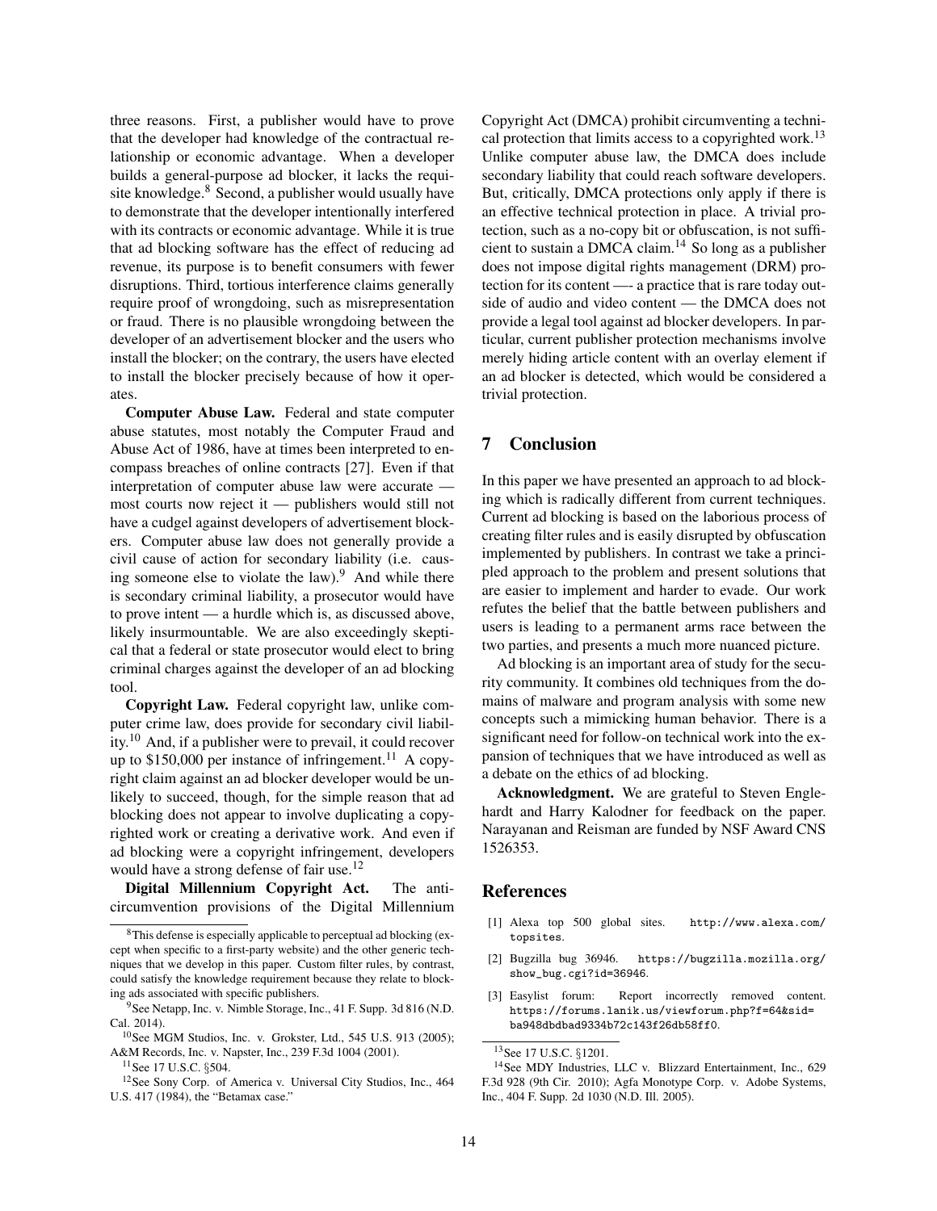three reasons. First, a publisher would have to prove that the developer had knowledge of the contractual relationship or economic advantage. When a developer builds a general-purpose ad blocker, it lacks the requisite knowledge.[8] Second, a publisher would usually have to demonstrate that the developer intentionally interfered with its contracts or economic advantage. While it is true that ad blocking software has the effect of reducing ad revenue, its purpose is to benefit consumers with fewer disruptions. Third, tortious interference claims generally require proof of wrongdoing, such as misrepresentation or fraud. There is no plausible wrongdoing between the developer of an advertisement blocker and the users who install the blocker; on the contrary, the users have elected to install the blocker precisely because of how it operates.

**Computer Abuse Law.** Federal and state computer abuse statutes, most notably the Computer Fraud and Abuse Act of 1986, have at times been interpreted to encompass breaches of online contracts [27]. Even if that interpretation of computer abuse law were accurate — most courts now reject it — publishers would still not have a cudgel against developers of advertisement blockers. Computer abuse law does not generally provide a civil cause of action for secondary liability (i.e. causing someone else to violate the law).[9] And while there is secondary criminal liability, a prosecutor would have to prove intent — a hurdle which is, as discussed above, likely insurmountable. We are also exceedingly skeptical that a federal or state prosecutor would elect to bring criminal charges against the developer of an ad blocking tool.

**Copyright Law.** Federal copyright law, unlike computer crime law, does provide for secondary civil liability.[10] And, if a publisher were to prevail, it could recover up to $150,000 per instance of infringement.[11] A copyright claim against an ad blocker developer would be unlikely to succeed, though, for the simple reason that ad blocking does not appear to involve duplicating a copyrighted work or creating a derivative work. And even if ad blocking were a copyright infringement, developers would have a strong defense of fair use.[12]

**Digital Millennium Copyright Act.** The anti-circumvention provisions of the Digital Millennium Copyright Act (DMCA) prohibit circumventing a technical protection that limits access to a copyrighted work.[13] Unlike computer abuse law, the DMCA does include secondary liability that could reach software developers. But, critically, DMCA protections only apply if there is an effective technical protection in place. A trivial protection, such as a no-copy bit or obfuscation, is not sufficient to sustain a DMCA claim.[14] So long as a publisher does not impose digital rights management (DRM) protection for its content —- a practice that is rare today outside of audio and video content — the DMCA does not provide a legal tool against ad blocker developers. In particular, current publisher protection mechanisms involve merely hiding article content with an overlay element if an ad blocker is detected, which would be considered a trivial protection.

## 7 Conclusion

In this paper we have presented an approach to ad blocking which is radically different from current techniques. Current ad blocking is based on the laborious process of creating filter rules and is easily disrupted by obfuscation implemented by publishers. In contrast we take a principled approach to the problem and present solutions that are easier to implement and harder to evade. Our work refutes the belief that the battle between publishers and users is leading to a permanent arms race between the two parties, and presents a much more nuanced picture.

Ad blocking is an important area of study for the security community. It combines old techniques from the domains of malware and program analysis with some new concepts such a mimicking human behavior. There is a significant need for follow-on technical work into the expansion of techniques that we have introduced as well as a debate on the ethics of ad blocking.

**Acknowledgment.** We are grateful to Steven Englehardt and Harry Kalodner for feedback on the paper. Narayanan and Reisman are funded by NSF Award CNS 1526353.

## References

[1] Alexa top 500 global sites. http://www.alexa.com/topsites.

[2] Bugzilla bug 36946. https://bugzilla.mozilla.org/show_bug.cgi?id=36946.

[3] Easylist forum: Report incorrectly removed content. https://forums.lanik.us/viewforum.php?f=64&sid=ba948dbdbad9334b72c143f26db58ff0.

---

[8] This defense is especially applicable to perceptual ad blocking (except when specific to a first-party website) and the other generic techniques that we develop in this paper. Custom filter rules, by contrast, could satisfy the knowledge requirement because they relate to blocking ads associated with specific publishers.

[9] See Netapp, Inc. v. Nimble Storage, Inc., 41 F. Supp. 3d 816 (N.D. Cal. 2014).

[10] See MGM Studios, Inc. v. Grokster, Ltd., 545 U.S. 913 (2005); A&M Records, Inc. v. Napster, Inc., 239 F.3d 1004 (2001).

[11] See 17 U.S.C. §504.

[12] See Sony Corp. of America v. Universal City Studios, Inc., 464 U.S. 417 (1984), the "Betamax case."

[13] See 17 U.S.C. §1201.

[14] See MDY Industries, LLC v. Blizzard Entertainment, Inc., 629 F.3d 928 (9th Cir. 2010); Agfa Monotype Corp. v. Adobe Systems, Inc., 404 F. Supp. 2d 1030 (N.D. Ill. 2005).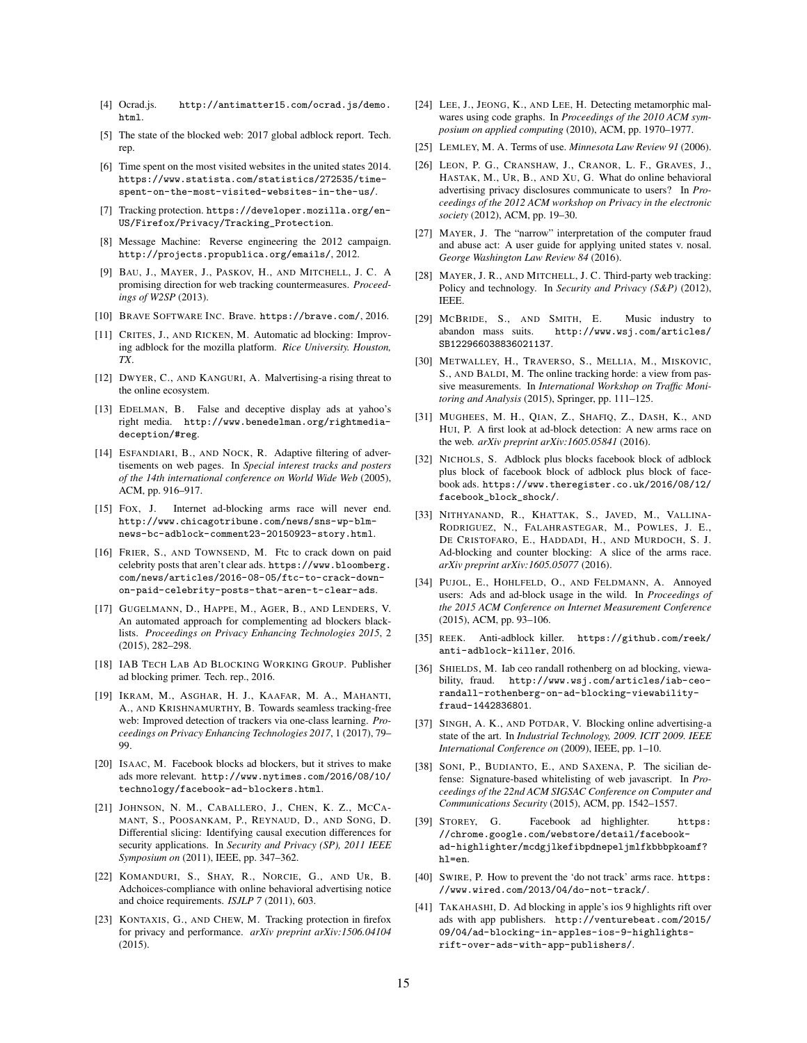[4] Ocrad.js. `http://antimatter15.com/ocrad.js/demo.html`.

[5] The state of the blocked web: 2017 global adblock report. Tech. rep.

[6] Time spent on the most visited websites in the united states 2014. `https://www.statista.com/statistics/272535/time-spent-on-the-most-visited-websites-in-the-us/`.

[7] Tracking protection. `https://developer.mozilla.org/en-US/Firefox/Privacy/Tracking_Protection`.

[8] Message Machine: Reverse engineering the 2012 campaign. `http://projects.propublica.org/emails/`, 2012.

[9] Bau, J., Mayer, J., Paskov, H., and Mitchell, J. C. A promising direction for web tracking countermeasures. *Proceedings of W2SP* (2013).

[10] Brave Software Inc. Brave. `https://brave.com/`, 2016.

[11] Crites, J., and Ricken, M. Automatic ad blocking: Improving adblock for the mozilla platform. *Rice University. Houston, TX*.

[12] Dwyer, C., and Kanguri, A. Malvertising-a rising threat to the online ecosystem.

[13] Edelman, B. False and deceptive display ads at yahoo's right media. `http://www.benedelman.org/rightmedia-deception/#reg`.

[14] Esfandiari, B., and Nock, R. Adaptive filtering of advertisements on web pages. In *Special interest tracks and posters of the 14th international conference on World Wide Web* (2005), ACM, pp. 916–917.

[15] Fox, J. Internet ad-blocking arms race will never end. `http://www.chicagotribune.com/news/sns-wp-blm-news-bc-adblock-comment23-20150923-story.html`.

[16] Frier, S., and Townsend, M. Ftc to crack down on paid celebrity posts that aren't clear ads. `https://www.bloomberg.com/news/articles/2016-08-05/ftc-to-crack-down-on-paid-celebrity-posts-that-aren-t-clear-ads`.

[17] Gugelmann, D., Happe, M., Ager, B., and Lenders, V. An automated approach for complementing ad blockers blacklists. *Proceedings on Privacy Enhancing Technologies 2015*, 2 (2015), 282–298.

[18] IAB Tech Lab Ad Blocking Working Group. Publisher ad blocking primer. Tech. rep., 2016.

[19] Ikram, M., Asghar, H. J., Kaafar, M. A., Mahanti, A., and Krishnamurthy, B. Towards seamless tracking-free web: Improved detection of trackers via one-class learning. *Proceedings on Privacy Enhancing Technologies 2017*, 1 (2017), 79–99.

[20] Isaac, M. Facebook blocks ad blockers, but it strives to make ads more relevant. `http://www.nytimes.com/2016/08/10/technology/facebook-ad-blockers.html`.

[21] Johnson, N. M., Caballero, J., Chen, K. Z., McCamant, S., Poosankam, P., Reynaud, D., and Song, D. Differential slicing: Identifying causal execution differences for security applications. In *Security and Privacy (SP), 2011 IEEE Symposium on* (2011), IEEE, pp. 347–362.

[22] Komanduri, S., Shay, R., Norcie, G., and Ur, B. Adchoices-compliance with online behavioral advertising notice and choice requirements. *ISJLP 7* (2011), 603.

[23] Kontaxis, G., and Chew, M. Tracking protection in firefox for privacy and performance. *arXiv preprint arXiv:1506.04104* (2015).

[24] Lee, J., Jeong, K., and Lee, H. Detecting metamorphic malwares using code graphs. In *Proceedings of the 2010 ACM symposium on applied computing* (2010), ACM, pp. 1970–1977.

[25] Lemley, M. A. Terms of use. *Minnesota Law Review 91* (2006).

[26] Leon, P. G., Cranshaw, J., Cranor, L. F., Graves, J., Hastak, M., Ur, B., and Xu, G. What do online behavioral advertising privacy disclosures communicate to users? In *Proceedings of the 2012 ACM workshop on Privacy in the electronic society* (2012), ACM, pp. 19–30.

[27] Mayer, J. The "narrow" interpretation of the computer fraud and abuse act: A user guide for applying united states v. nosal. *George Washington Law Review 84* (2016).

[28] Mayer, J. R., and Mitchell, J. C. Third-party web tracking: Policy and technology. In *Security and Privacy (S&P)* (2012), IEEE.

[29] McBride, S., and Smith, E. Music industry to abandon mass suits. `http://www.wsj.com/articles/SB122966038836021137`.

[30] Metwalley, H., Traverso, S., Mellia, M., Miskovic, S., and Baldi, M. The online tracking horde: a view from passive measurements. In *International Workshop on Traffic Monitoring and Analysis* (2015), Springer, pp. 111–125.

[31] Mughees, M. H., Qian, Z., Shafiq, Z., Dash, K., and Hui, P. A first look at ad-block detection: A new arms race on the web. *arXiv preprint arXiv:1605.05841* (2016).

[32] Nichols, S. Adblock plus blocks facebook block of adblock plus block of facebook block of adblock plus block of facebook ads. `https://www.theregister.co.uk/2016/08/12/facebook_block_shock/`.

[33] Nithyanand, R., Khattak, S., Javed, M., Vallina-Rodriguez, N., Falahrastegar, M., Powles, J. E., De Cristofaro, E., Haddadi, H., and Murdoch, S. J. Ad-blocking and counter blocking: A slice of the arms race. *arXiv preprint arXiv:1605.05077* (2016).

[34] Pujol, E., Hohlfeld, O., and Feldmann, A. Annoyed users: Ads and ad-block usage in the wild. In *Proceedings of the 2015 ACM Conference on Internet Measurement Conference* (2015), ACM, pp. 93–106.

[35] reek. Anti-adblock killer. `https://github.com/reek/anti-adblock-killer`, 2016.

[36] Shields, M. Iab ceo randall rothenberg on ad blocking, viewability, fraud. `http://www.wsj.com/articles/iab-ceo-randall-rothenberg-on-ad-blocking-viewability-fraud-1442836801`.

[37] Singh, A. K., and Potdar, V. Blocking online advertising-a state of the art. In *Industrial Technology, 2009. ICIT 2009. IEEE International Conference on* (2009), IEEE, pp. 1–10.

[38] Soni, P., Budianto, E., and Saxena, P. The sicilian defense: Signature-based whitelisting of web javascript. In *Proceedings of the 22nd ACM SIGSAC Conference on Computer and Communications Security* (2015), ACM, pp. 1542–1557.

[39] Storey, G. Facebook ad highlighter. `https://chrome.google.com/webstore/detail/facebook-ad-highlighter/mcdgjlkefibpdnepeljmlfkbbbpkoamf?hl=en`.

[40] Swire, P. How to prevent the 'do not track' arms race. `https://www.wired.com/2013/04/do-not-track/`.

[41] Takahashi, D. Ad blocking in apple's ios 9 highlights rift over ads with app publishers. `http://venturebeat.com/2015/09/04/ad-blocking-in-apples-ios-9-highlights-rift-over-ads-with-app-publishers/`.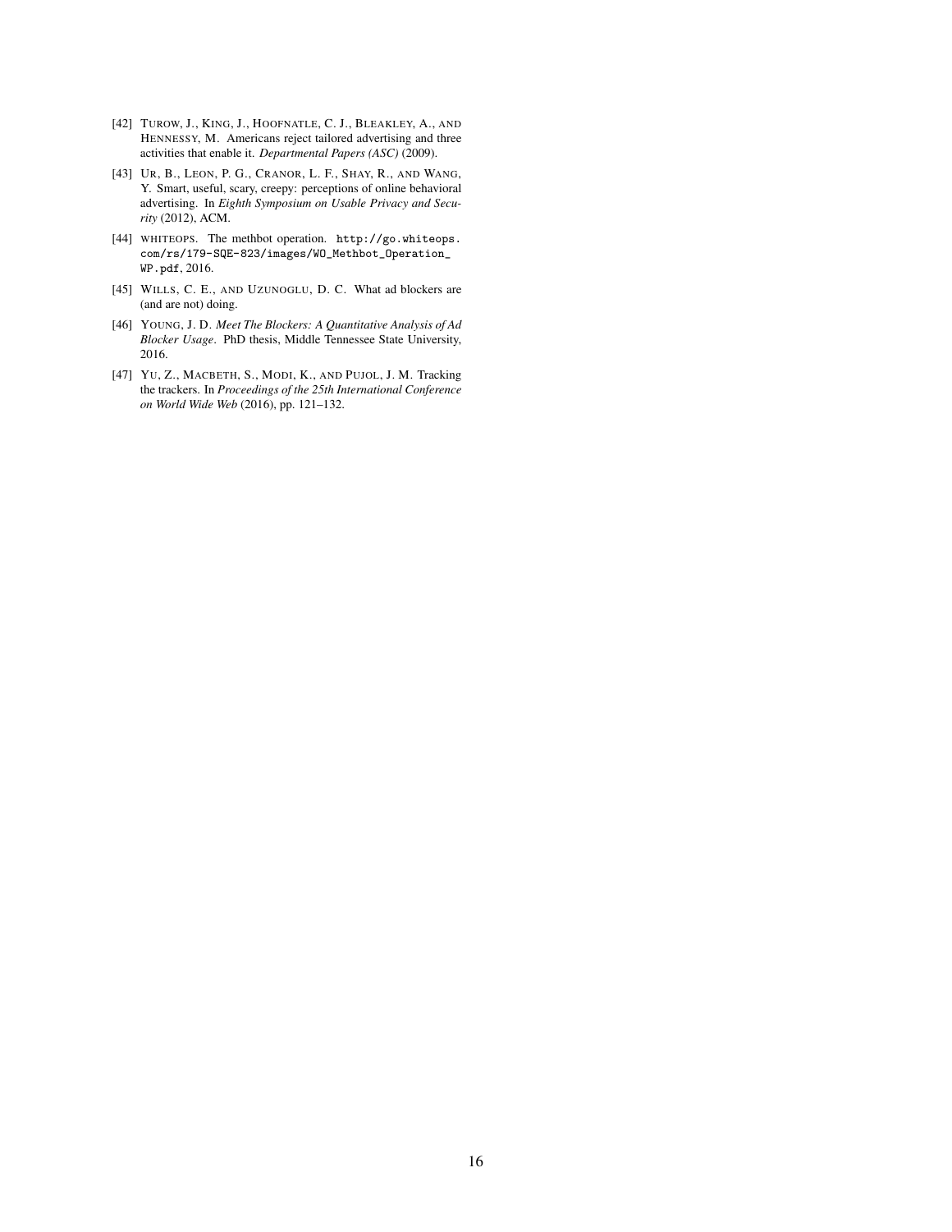[42] TUROW, J., KING, J., HOOFNATLE, C. J., BLEAKLEY, A., AND HENNESSY, M. Americans reject tailored advertising and three activities that enable it. *Departmental Papers (ASC)* (2009).

[43] UR, B., LEON, P. G., CRANOR, L. F., SHAY, R., AND WANG, Y. Smart, useful, scary, creepy: perceptions of online behavioral advertising. In *Eighth Symposium on Usable Privacy and Security* (2012), ACM.

[44] WHITEOPS. The methbot operation. `http://go.whiteops.com/rs/179-SQE-823/images/WO_Methbot_Operation_WP.pdf`, 2016.

[45] WILLS, C. E., AND UZUNOGLU, D. C. What ad blockers are (and are not) doing.

[46] YOUNG, J. D. *Meet The Blockers: A Quantitative Analysis of Ad Blocker Usage*. PhD thesis, Middle Tennessee State University, 2016.

[47] YU, Z., MACBETH, S., MODI, K., AND PUJOL, J. M. Tracking the trackers. In *Proceedings of the 25th International Conference on World Wide Web* (2016), pp. 121–132.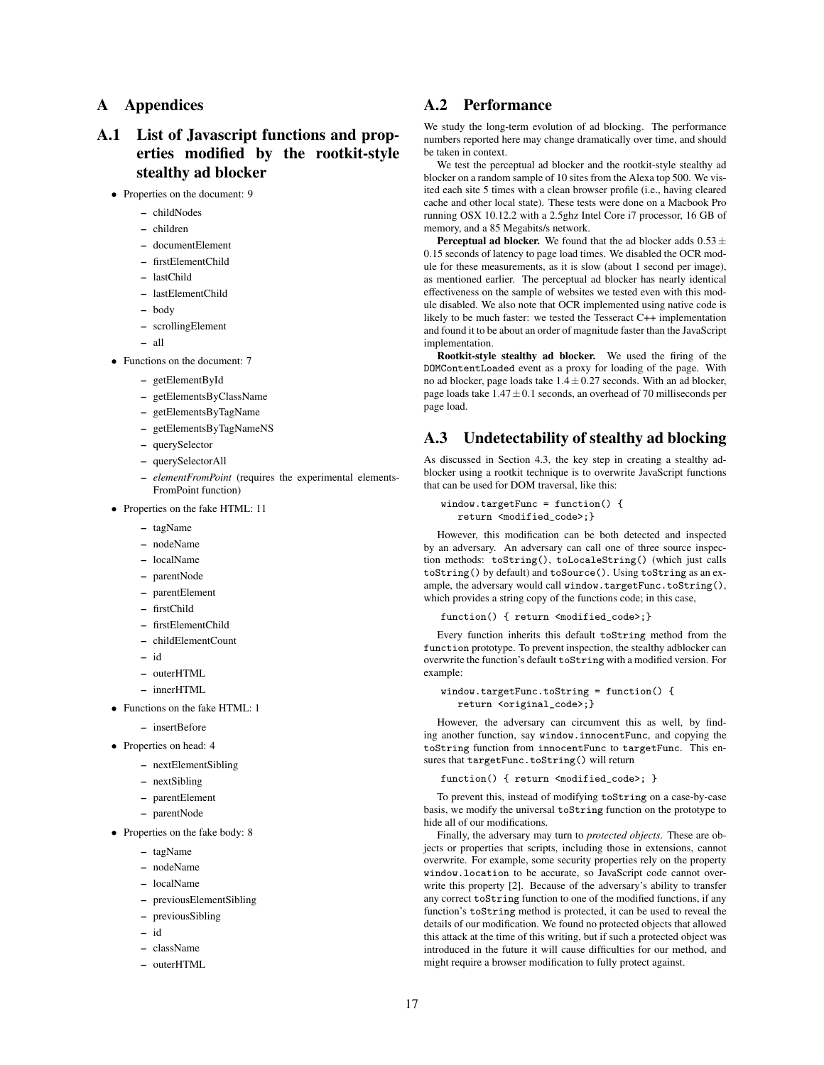# A Appendices

## A.1 List of Javascript functions and properties modified by the rootkit-style stealthy ad blocker

- Properties on the document: 9
  - childNodes
  - children
  - documentElement
  - firstElementChild
  - lastChild
  - lastElementChild
  - body
  - scrollingElement
  - all
- Functions on the document: 7
  - getElementById
  - getElementsByClassName
  - getElementsByTagName
  - getElementsByTagNameNS
  - querySelector
  - querySelectorAll
  - *elementFromPoint* (requires the experimental elementsFromPoint function)
- Properties on the fake HTML: 11
  - tagName
  - nodeName
  - localName
  - parentNode
  - parentElement
  - firstChild
  - firstElementChild
  - childElementCount
  - id
  - outerHTML
  - innerHTML
- Functions on the fake HTML: 1
  - insertBefore
- Properties on head: 4
  - nextElementSibling
  - nextSibling
  - parentElement
  - parentNode
- Properties on the fake body: 8
  - tagName
  - nodeName
  - localName
  - previousElementSibling
  - previousSibling
  - id
  - className
  - outerHTML

## A.2 Performance

We study the long-term evolution of ad blocking. The performance numbers reported here may change dramatically over time, and should be taken in context.

We test the perceptual ad blocker and the rootkit-style stealthy ad blocker on a random sample of 10 sites from the Alexa top 500. We visited each site 5 times with a clean browser profile (i.e., having cleared cache and other local state). These tests were done on a Macbook Pro running OSX 10.12.2 with a 2.5ghz Intel Core i7 processor, 16 GB of memory, and a 85 Megabits/s network.

**Perceptual ad blocker.** We found that the ad blocker adds $0.53 \pm 0.15$ seconds of latency to page load times. We disabled the OCR module for these measurements, as it is slow (about 1 second per image), as mentioned earlier. The perceptual ad blocker has nearly identical effectiveness on the sample of websites we tested even with this module disabled. We also note that OCR implemented using native code is likely to be much faster: we tested the Tesseract C++ implementation and found it to be about an order of magnitude faster than the JavaScript implementation.

**Rootkit-style stealthy ad blocker.** We used the firing of the `DOMContentLoaded` event as a proxy for loading of the page. With no ad blocker, page loads take $1.4 \pm 0.27$ seconds. With an ad blocker, page loads take $1.47 \pm 0.1$ seconds, an overhead of 70 milliseconds per page load.

## A.3 Undetectability of stealthy ad blocking

As discussed in Section 4.3, the key step in creating a stealthy adblocker using a rootkit technique is to overwrite JavaScript functions that can be used for DOM traversal, like this:

```
window.targetFunc = function() {
   return <modified_code>;}
```

However, this modification can be both detected and inspected by an adversary. An adversary can call one of three source inspection methods: `toString()`, `toLocaleString()` (which just calls `toString()` by default) and `toSource()`. Using `toString` as an example, the adversary would call `window.targetFunc.toString()`, which provides a string copy of the functions code; in this case,

```
function() { return <modified_code>;}
```

Every function inherits this default `toString` method from the `function` prototype. To prevent inspection, the stealthy adblocker can overwrite the function's default `toString` with a modified version. For example:

```
window.targetFunc.toString = function() {
   return <original_code>;}
```

However, the adversary can circumvent this as well, by finding another function, say `window.innocentFunc`, and copying the `toString` function from `innocentFunc` to `targetFunc`. This ensures that `targetFunc.toString()` will return

```
function() { return <modified_code>; }
```

To prevent this, instead of modifying `toString` on a case-by-case basis, we modify the universal `toString` function on the prototype to hide all of our modifications.

Finally, the adversary may turn to *protected objects*. These are objects or properties that scripts, including those in extensions, cannot overwrite. For example, some security properties rely on the property `window.location` to be accurate, so JavaScript code cannot overwrite this property [2]. Because of the adversary's ability to transfer any correct `toString` function to one of the modified functions, if any function's `toString` method is protected, it can be used to reveal the details of our modification. We found no protected objects that allowed this attack at the time of this writing, but if such a protected object was introduced in the future it will cause difficulties for our method, and might require a browser modification to fully protect against.